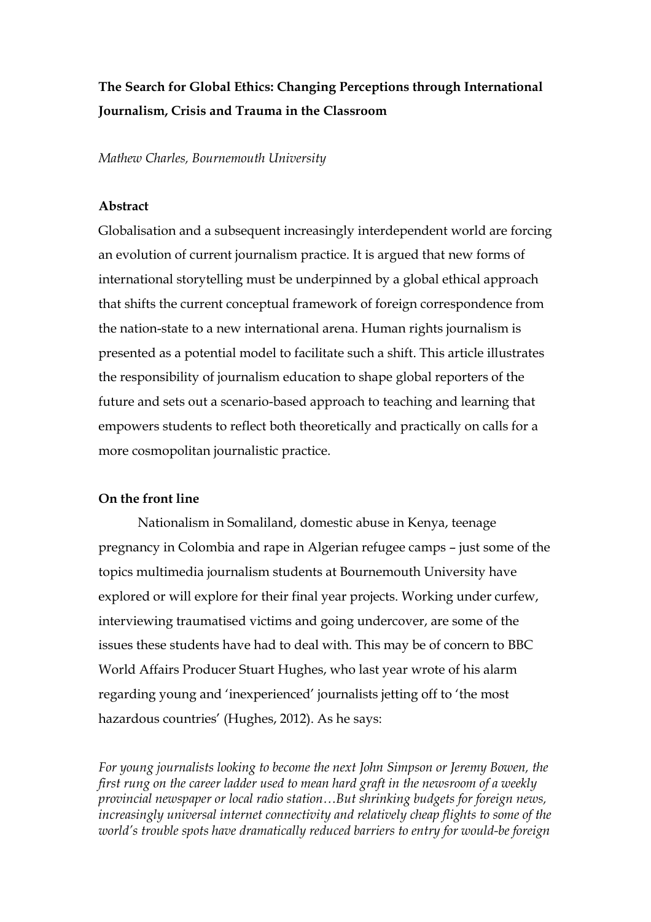**The Search for Global Ethics: Changing Perceptions through International Journalism, Crisis and Trauma in the Classroom**

*Mathew Charles, Bournemouth University*

**Abstract**

Globalisation and a subsequent increasingly interdependent world are forcing an evolution of current journalism practice. It is argued that new forms of international storytelling must be underpinned by a global ethical approach that shifts the current conceptual framework of foreign correspondence from the nation-state to a new international arena. Human rights journalism is presented as a potential model to facilitate such a shift. This article illustrates the responsibility of journalism education to shape global reporters of the future and sets out a scenario-based approach to teaching and learning that empowers students to reflect both theoretically and practically on calls for a more cosmopolitan journalistic practice.

**On the front line**

Nationalism in Somaliland, domestic abuse in Kenya, teenage pregnancy in Colombia and rape in Algerian refugee camps – just some of the topics multimedia journalism students at Bournemouth University have explored or will explore for their final year projects. Working under curfew, interviewing traumatised victims and going undercover, are some of the issues these students have had to deal with. This may be of concern to BBC World Affairs Producer Stuart Hughes, who last year wrote of his alarm regarding young and 'inexperienced' journalists jetting off to 'the most hazardous countries' (Hughes, 2012). As he says:

*For young journalists looking to become the next John Simpson or Jeremy Bowen, the first rung on the career ladder used to mean hard graft in the newsroom of a weekly provincial newspaper or local radio station…But shrinking budgets for foreign news, increasingly universal internet connectivity and relatively cheap flights to some of the world's trouble spots have dramatically reduced barriers to entry for would-be foreign*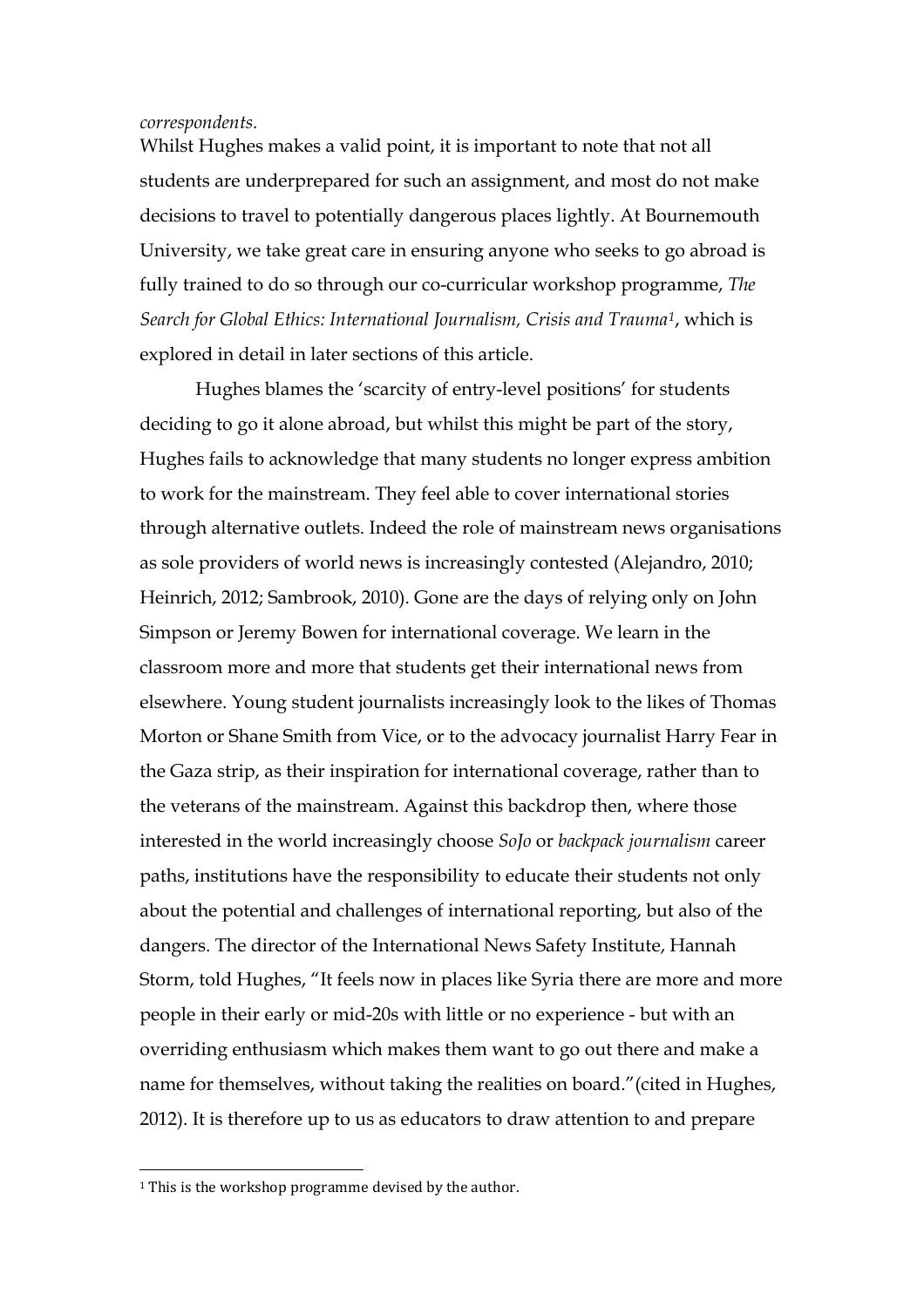*correspondents.*

Whilst Hughes makes a valid point, it is important to note that not all students are underprepared for such an assignment, and most do not make decisions to travel to potentially dangerous places lightly. At Bournemouth University, we take great care in ensuring anyone who seeks to go abroad is fully trained to do so through our co-curricular workshop programme, *The Search for Global Ethics: International Journalism, Crisis and Trauma*[1], which is explored in detail in later sections of this article.

Hughes blames the 'scarcity of entry-level positions' for students deciding to go it alone abroad, but whilst this might be part of the story, Hughes fails to acknowledge that many students no longer express ambition to work for the mainstream. They feel able to cover international stories through alternative outlets. Indeed the role of mainstream news organisations as sole providers of world news is increasingly contested (Alejandro, 2010; Heinrich, 2012; Sambrook, 2010). Gone are the days of relying only on John Simpson or Jeremy Bowen for international coverage. We learn in the classroom more and more that students get their international news from elsewhere. Young student journalists increasingly look to the likes of Thomas Morton or Shane Smith from Vice, or to the advocacy journalist Harry Fear in the Gaza strip, as their inspiration for international coverage, rather than to the veterans of the mainstream. Against this backdrop then, where those interested in the world increasingly choose *SoJo* or *backpack journalism* career paths, institutions have the responsibility to educate their students not only about the potential and challenges of international reporting, but also of the dangers. The director of the International News Safety Institute, Hannah Storm, told Hughes, "It feels now in places like Syria there are more and more people in their early or mid-20s with little or no experience - but with an overriding enthusiasm which makes them want to go out there and make a name for themselves, without taking the realities on board."(cited in Hughes, 2012). It is therefore up to us as educators to draw attention to and prepare

[1] This is the workshop programme devised by the author.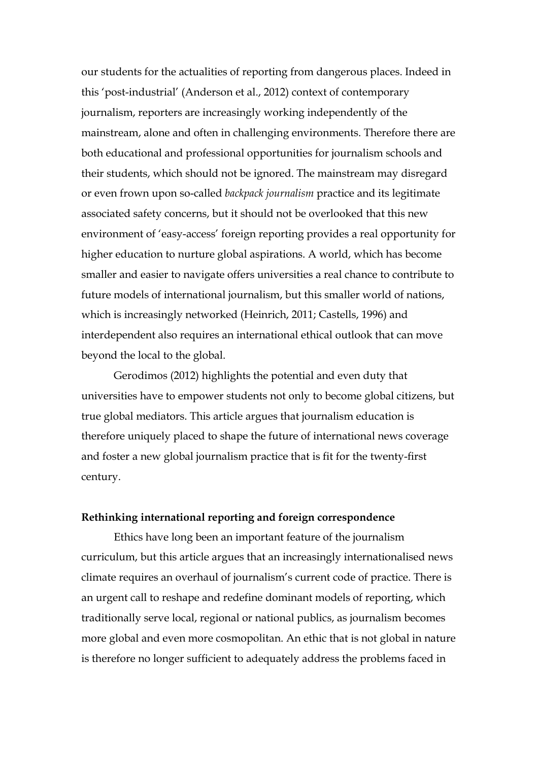our students for the actualities of reporting from dangerous places. Indeed in this 'post-industrial' (Anderson et al., 2012) context of contemporary journalism, reporters are increasingly working independently of the mainstream, alone and often in challenging environments. Therefore there are both educational and professional opportunities for journalism schools and their students, which should not be ignored. The mainstream may disregard or even frown upon so-called *backpack journalism* practice and its legitimate associated safety concerns, but it should not be overlooked that this new environment of 'easy-access' foreign reporting provides a real opportunity for higher education to nurture global aspirations. A world, which has become smaller and easier to navigate offers universities a real chance to contribute to future models of international journalism, but this smaller world of nations, which is increasingly networked (Heinrich, 2011; Castells, 1996) and interdependent also requires an international ethical outlook that can move beyond the local to the global.

Gerodimos (2012) highlights the potential and even duty that universities have to empower students not only to become global citizens, but true global mediators. This article argues that journalism education is therefore uniquely placed to shape the future of international news coverage and foster a new global journalism practice that is fit for the twenty-first century.

**Rethinking international reporting and foreign correspondence**

Ethics have long been an important feature of the journalism curriculum, but this article argues that an increasingly internationalised news climate requires an overhaul of journalism's current code of practice. There is an urgent call to reshape and redefine dominant models of reporting, which traditionally serve local, regional or national publics, as journalism becomes more global and even more cosmopolitan. An ethic that is not global in nature is therefore no longer sufficient to adequately address the problems faced in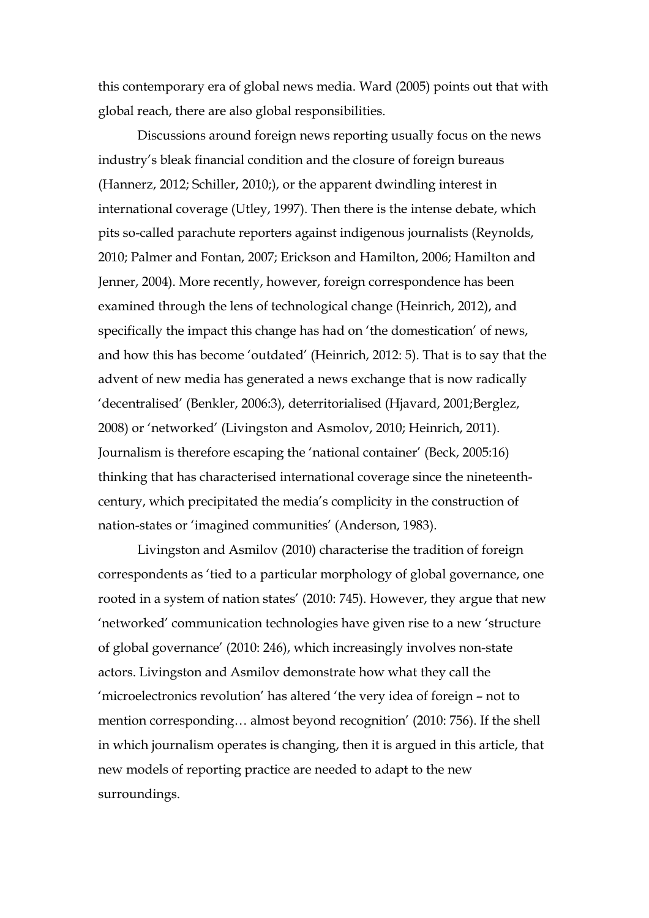this contemporary era of global news media. Ward (2005) points out that with global reach, there are also global responsibilities.

Discussions around foreign news reporting usually focus on the news industry's bleak financial condition and the closure of foreign bureaus (Hannerz, 2012; Schiller, 2010;), or the apparent dwindling interest in international coverage (Utley, 1997). Then there is the intense debate, which pits so-called parachute reporters against indigenous journalists (Reynolds, 2010; Palmer and Fontan, 2007; Erickson and Hamilton, 2006; Hamilton and Jenner, 2004). More recently, however, foreign correspondence has been examined through the lens of technological change (Heinrich, 2012), and specifically the impact this change has had on 'the domestication' of news, and how this has become 'outdated' (Heinrich, 2012: 5). That is to say that the advent of new media has generated a news exchange that is now radically 'decentralised' (Benkler, 2006:3), deterritorialised (Hjavard, 2001;Berglez, 2008) or 'networked' (Livingston and Asmolov, 2010; Heinrich, 2011). Journalism is therefore escaping the 'national container' (Beck, 2005:16) thinking that has characterised international coverage since the nineteenth-century, which precipitated the media's complicity in the construction of nation-states or 'imagined communities' (Anderson, 1983).

Livingston and Asmilov (2010) characterise the tradition of foreign correspondents as 'tied to a particular morphology of global governance, one rooted in a system of nation states' (2010: 745). However, they argue that new 'networked' communication technologies have given rise to a new 'structure of global governance' (2010: 246), which increasingly involves non-state actors. Livingston and Asmilov demonstrate how what they call the 'microelectronics revolution' has altered 'the very idea of foreign – not to mention corresponding… almost beyond recognition' (2010: 756). If the shell in which journalism operates is changing, then it is argued in this article, that new models of reporting practice are needed to adapt to the new surroundings.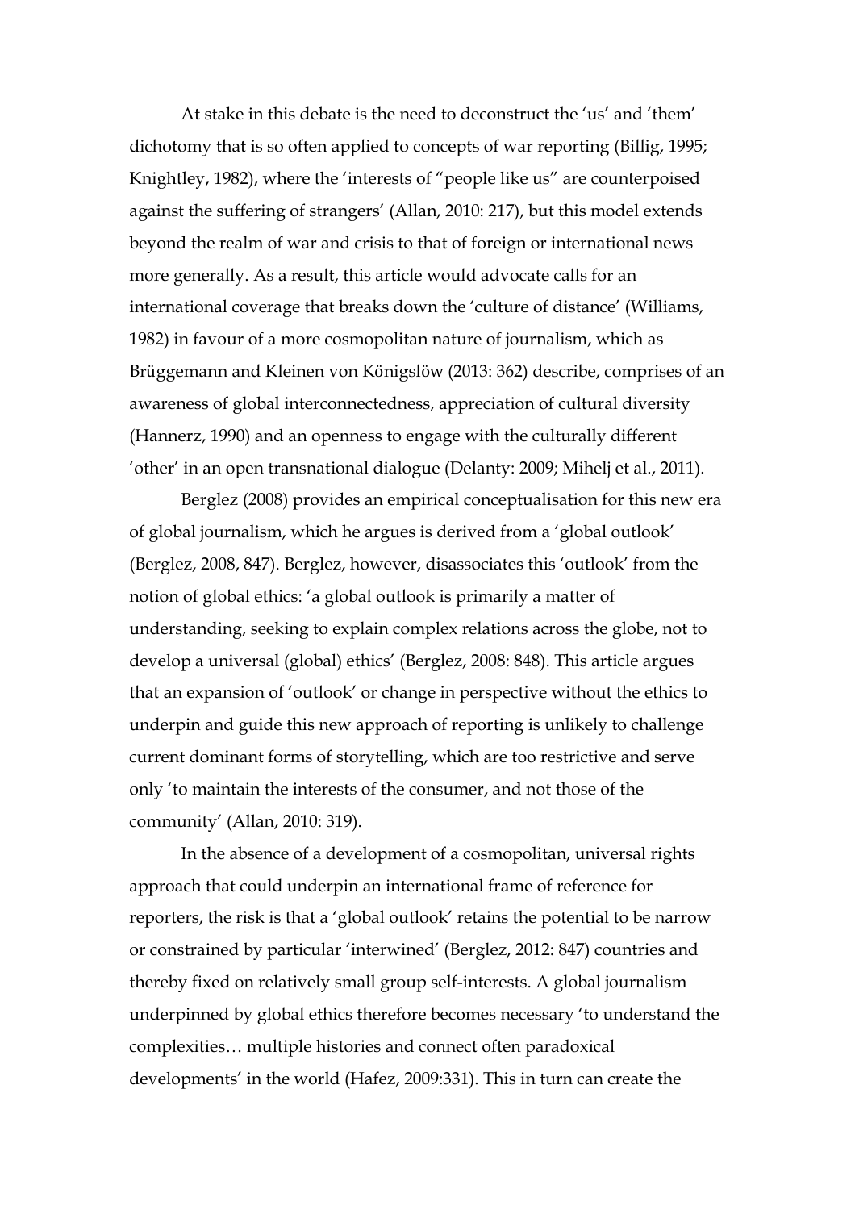At stake in this debate is the need to deconstruct the 'us' and 'them' dichotomy that is so often applied to concepts of war reporting (Billig, 1995; Knightley, 1982), where the 'interests of "people like us" are counterpoised against the suffering of strangers' (Allan, 2010: 217), but this model extends beyond the realm of war and crisis to that of foreign or international news more generally. As a result, this article would advocate calls for an international coverage that breaks down the 'culture of distance' (Williams, 1982) in favour of a more cosmopolitan nature of journalism, which as Brüggemann and Kleinen von Königslöw (2013: 362) describe, comprises of an awareness of global interconnectedness, appreciation of cultural diversity (Hannerz, 1990) and an openness to engage with the culturally different 'other' in an open transnational dialogue (Delanty: 2009; Mihelj et al., 2011).

Berglez (2008) provides an empirical conceptualisation for this new era of global journalism, which he argues is derived from a 'global outlook' (Berglez, 2008, 847). Berglez, however, disassociates this 'outlook' from the notion of global ethics: 'a global outlook is primarily a matter of understanding, seeking to explain complex relations across the globe, not to develop a universal (global) ethics' (Berglez, 2008: 848). This article argues that an expansion of 'outlook' or change in perspective without the ethics to underpin and guide this new approach of reporting is unlikely to challenge current dominant forms of storytelling, which are too restrictive and serve only 'to maintain the interests of the consumer, and not those of the community' (Allan, 2010: 319).

In the absence of a development of a cosmopolitan, universal rights approach that could underpin an international frame of reference for reporters, the risk is that a 'global outlook' retains the potential to be narrow or constrained by particular 'interwined' (Berglez, 2012: 847) countries and thereby fixed on relatively small group self-interests. A global journalism underpinned by global ethics therefore becomes necessary 'to understand the complexities… multiple histories and connect often paradoxical developments' in the world (Hafez, 2009:331). This in turn can create the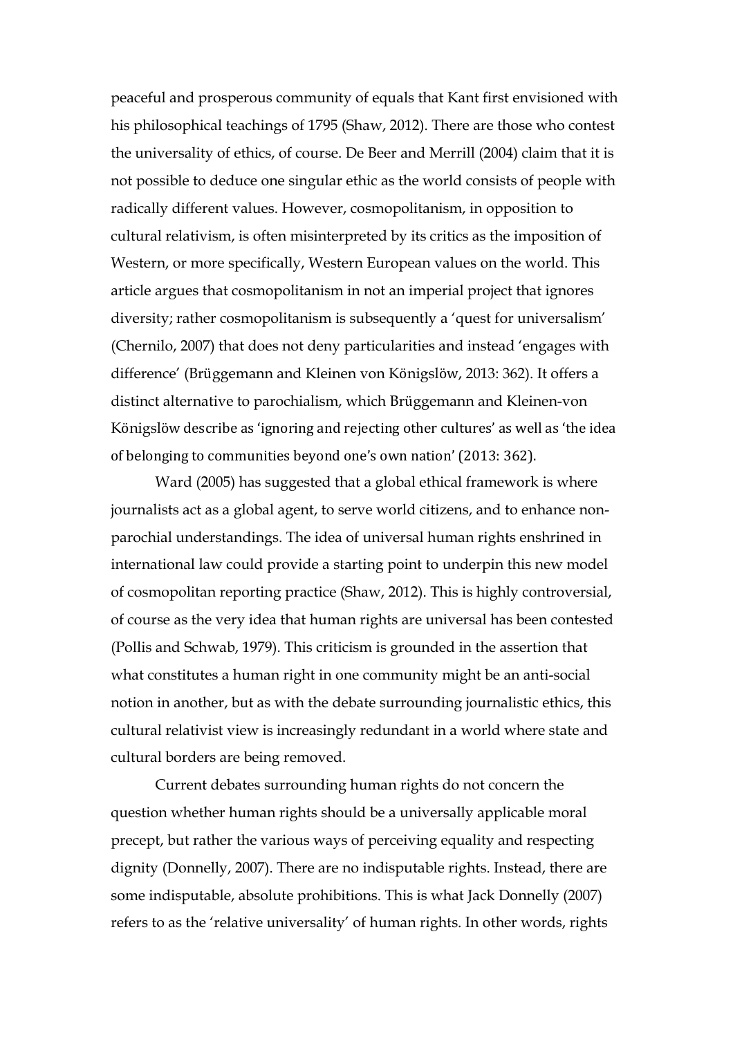peaceful and prosperous community of equals that Kant first envisioned with his philosophical teachings of 1795 (Shaw, 2012). There are those who contest the universality of ethics, of course. De Beer and Merrill (2004) claim that it is not possible to deduce one singular ethic as the world consists of people with radically different values. However, cosmopolitanism, in opposition to cultural relativism, is often misinterpreted by its critics as the imposition of Western, or more specifically, Western European values on the world. This article argues that cosmopolitanism in not an imperial project that ignores diversity; rather cosmopolitanism is subsequently a 'quest for universalism' (Chernilo, 2007) that does not deny particularities and instead 'engages with difference' (Brüggemann and Kleinen von Königslöw, 2013: 362). It offers a distinct alternative to parochialism, which Brüggemann and Kleinen-von Königslöw describe as 'ignoring and rejecting other cultures' as well as 'the idea of belonging to communities beyond one's own nation' (2013: 362).

Ward (2005) has suggested that a global ethical framework is where journalists act as a global agent, to serve world citizens, and to enhance non-parochial understandings. The idea of universal human rights enshrined in international law could provide a starting point to underpin this new model of cosmopolitan reporting practice (Shaw, 2012). This is highly controversial, of course as the very idea that human rights are universal has been contested (Pollis and Schwab, 1979). This criticism is grounded in the assertion that what constitutes a human right in one community might be an anti-social notion in another, but as with the debate surrounding journalistic ethics, this cultural relativist view is increasingly redundant in a world where state and cultural borders are being removed.

Current debates surrounding human rights do not concern the question whether human rights should be a universally applicable moral precept, but rather the various ways of perceiving equality and respecting dignity (Donnelly, 2007). There are no indisputable rights. Instead, there are some indisputable, absolute prohibitions. This is what Jack Donnelly (2007) refers to as the 'relative universality' of human rights. In other words, rights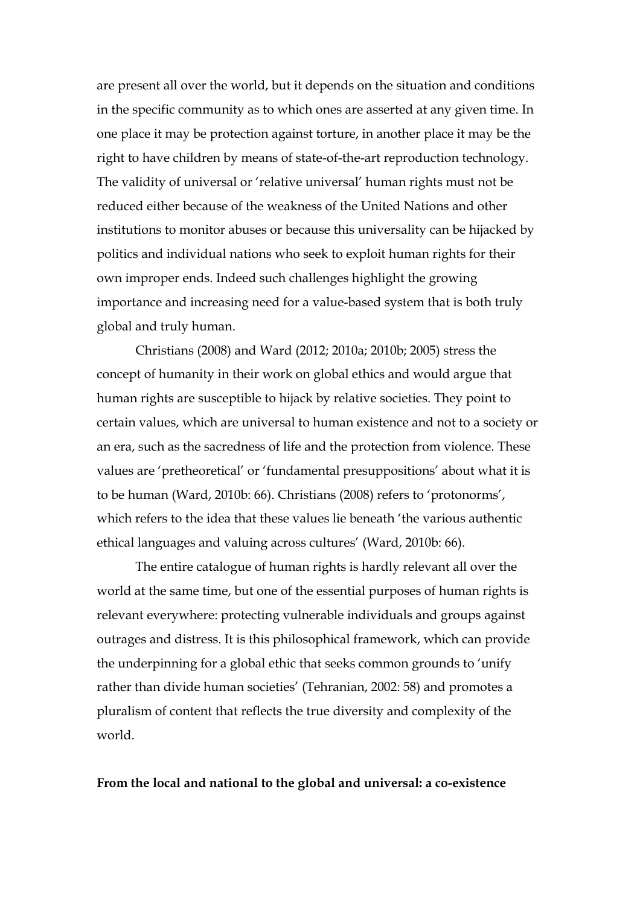are present all over the world, but it depends on the situation and conditions in the specific community as to which ones are asserted at any given time. In one place it may be protection against torture, in another place it may be the right to have children by means of state-of-the-art reproduction technology. The validity of universal or 'relative universal' human rights must not be reduced either because of the weakness of the United Nations and other institutions to monitor abuses or because this universality can be hijacked by politics and individual nations who seek to exploit human rights for their own improper ends. Indeed such challenges highlight the growing importance and increasing need for a value-based system that is both truly global and truly human.

Christians (2008) and Ward (2012; 2010a; 2010b; 2005) stress the concept of humanity in their work on global ethics and would argue that human rights are susceptible to hijack by relative societies. They point to certain values, which are universal to human existence and not to a society or an era, such as the sacredness of life and the protection from violence. These values are 'pretheoretical' or 'fundamental presuppositions' about what it is to be human (Ward, 2010b: 66). Christians (2008) refers to 'protonorms', which refers to the idea that these values lie beneath 'the various authentic ethical languages and valuing across cultures' (Ward, 2010b: 66).

The entire catalogue of human rights is hardly relevant all over the world at the same time, but one of the essential purposes of human rights is relevant everywhere: protecting vulnerable individuals and groups against outrages and distress. It is this philosophical framework, which can provide the underpinning for a global ethic that seeks common grounds to 'unify rather than divide human societies' (Tehranian, 2002: 58) and promotes a pluralism of content that reflects the true diversity and complexity of the world.

**From the local and national to the global and universal: a co-existence**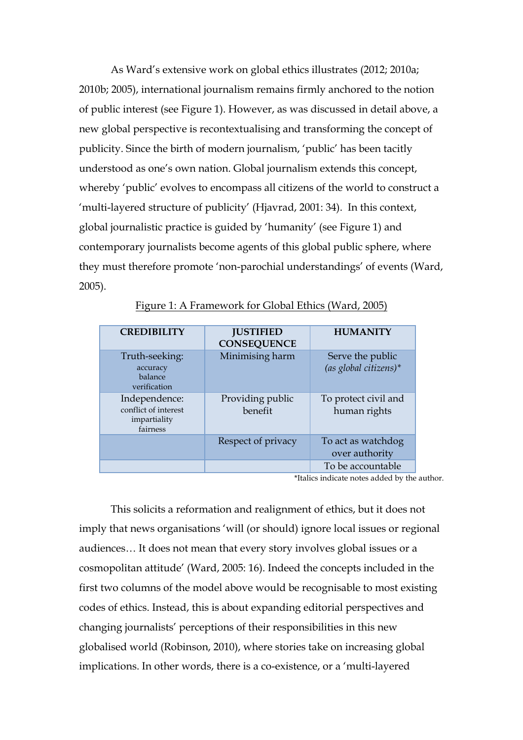As Ward's extensive work on global ethics illustrates (2012; 2010a; 2010b; 2005), international journalism remains firmly anchored to the notion of public interest (see Figure 1). However, as was discussed in detail above, a new global perspective is recontextualising and transforming the concept of publicity. Since the birth of modern journalism, 'public' has been tacitly understood as one's own nation. Global journalism extends this concept, whereby 'public' evolves to encompass all citizens of the world to construct a 'multi-layered structure of publicity' (Hjavrad, 2001: 34). In this context, global journalistic practice is guided by 'humanity' (see Figure 1) and contemporary journalists become agents of this global public sphere, where they must therefore promote 'non-parochial understandings' of events (Ward, 2005).

Figure 1: A Framework for Global Ethics (Ward, 2005)

| CREDIBILITY | JUSTIFIED CONSEQUENCE | HUMANITY |
|---|---|---|
| Truth-seeking: accuracy balance verification | Minimising harm | Serve the public *(as global citizens)** |
| Independence: conflict of interest impartiality fairness | Providing public benefit | To protect civil and human rights |
| | Respect of privacy | To act as watchdog over authority |
| | | To be accountable |

*Italics indicate notes added by the author.

This solicits a reformation and realignment of ethics, but it does not imply that news organisations 'will (or should) ignore local issues or regional audiences… It does not mean that every story involves global issues or a cosmopolitan attitude' (Ward, 2005: 16). Indeed the concepts included in the first two columns of the model above would be recognisable to most existing codes of ethics. Instead, this is about expanding editorial perspectives and changing journalists' perceptions of their responsibilities in this new globalised world (Robinson, 2010), where stories take on increasing global implications. In other words, there is a co-existence, or a 'multi-layered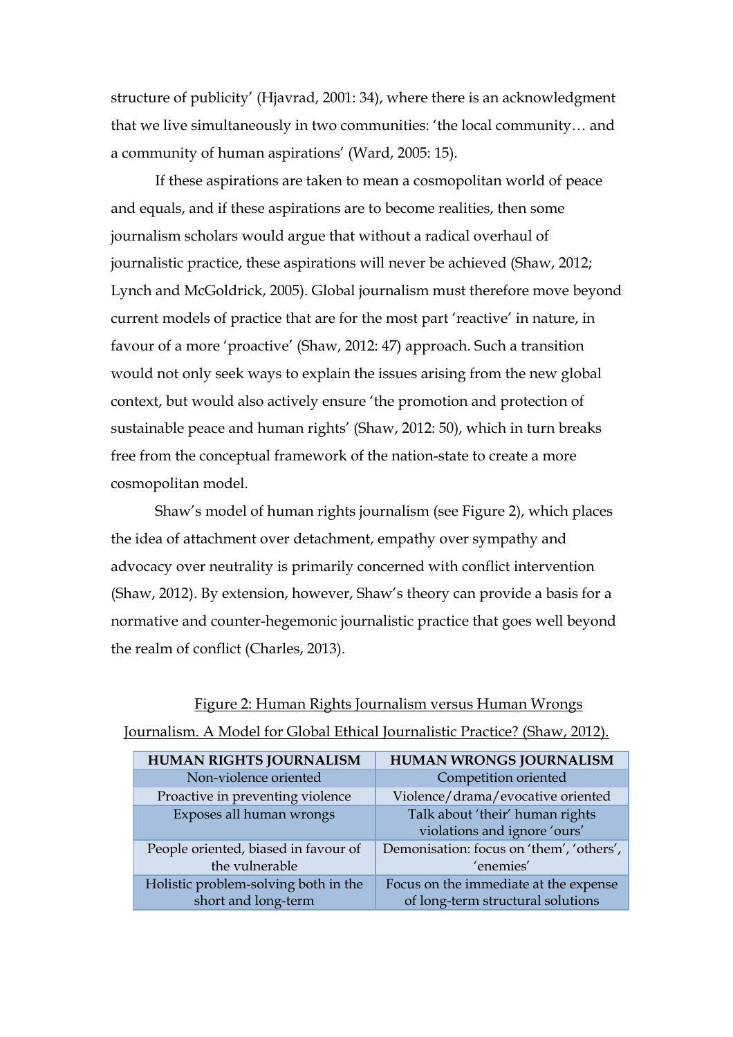structure of publicity' (Hjavrad, 2001: 34), where there is an acknowledgment that we live simultaneously in two communities: 'the local community… and a community of human aspirations' (Ward, 2005: 15).

If these aspirations are taken to mean a cosmopolitan world of peace and equals, and if these aspirations are to become realities, then some journalism scholars would argue that without a radical overhaul of journalistic practice, these aspirations will never be achieved (Shaw, 2012; Lynch and McGoldrick, 2005). Global journalism must therefore move beyond current models of practice that are for the most part 'reactive' in nature, in favour of a more 'proactive' (Shaw, 2012: 47) approach. Such a transition would not only seek ways to explain the issues arising from the new global context, but would also actively ensure 'the promotion and protection of sustainable peace and human rights' (Shaw, 2012: 50), which in turn breaks free from the conceptual framework of the nation-state to create a more cosmopolitan model.

Shaw's model of human rights journalism (see Figure 2), which places the idea of attachment over detachment, empathy over sympathy and advocacy over neutrality is primarily concerned with conflict intervention (Shaw, 2012). By extension, however, Shaw's theory can provide a basis for a normative and counter-hegemonic journalistic practice that goes well beyond the realm of conflict (Charles, 2013).

Figure 2: Human Rights Journalism versus Human Wrongs Journalism. A Model for Global Ethical Journalistic Practice? (Shaw, 2012).

| HUMAN RIGHTS JOURNALISM | HUMAN WRONGS JOURNALISM |
|---|---|
| Non-violence oriented | Competition oriented |
| Proactive in preventing violence | Violence/drama/evocative oriented |
| Exposes all human wrongs | Talk about 'their' human rights violations and ignore 'ours' |
| People oriented, biased in favour of the vulnerable | Demonisation: focus on 'them', 'others', 'enemies' |
| Holistic problem-solving both in the short and long-term | Focus on the immediate at the expense of long-term structural solutions |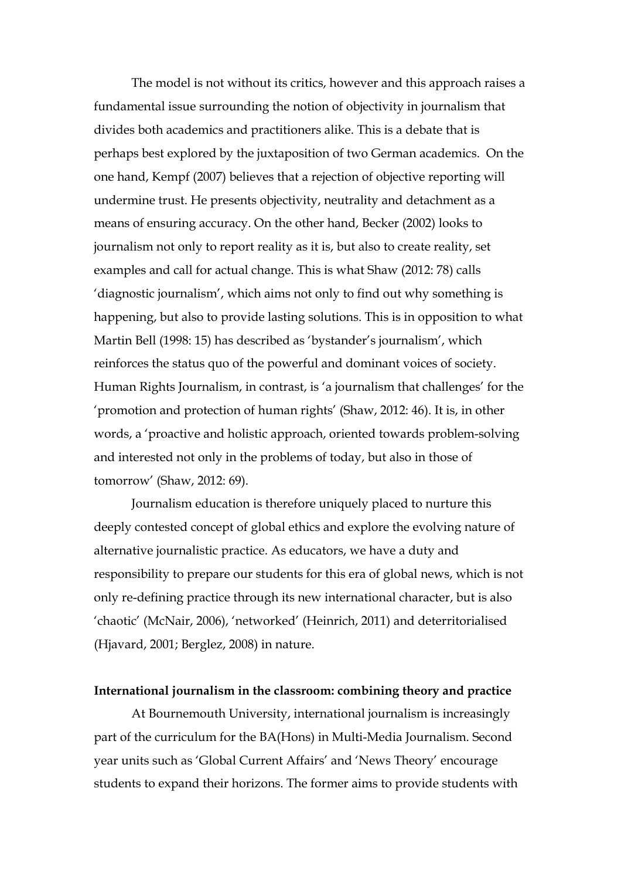The model is not without its critics, however and this approach raises a fundamental issue surrounding the notion of objectivity in journalism that divides both academics and practitioners alike. This is a debate that is perhaps best explored by the juxtaposition of two German academics. On the one hand, Kempf (2007) believes that a rejection of objective reporting will undermine trust. He presents objectivity, neutrality and detachment as a means of ensuring accuracy. On the other hand, Becker (2002) looks to journalism not only to report reality as it is, but also to create reality, set examples and call for actual change. This is what Shaw (2012: 78) calls 'diagnostic journalism', which aims not only to find out why something is happening, but also to provide lasting solutions. This is in opposition to what Martin Bell (1998: 15) has described as 'bystander's journalism', which reinforces the status quo of the powerful and dominant voices of society. Human Rights Journalism, in contrast, is 'a journalism that challenges' for the 'promotion and protection of human rights' (Shaw, 2012: 46). It is, in other words, a 'proactive and holistic approach, oriented towards problem-solving and interested not only in the problems of today, but also in those of tomorrow' (Shaw, 2012: 69).

Journalism education is therefore uniquely placed to nurture this deeply contested concept of global ethics and explore the evolving nature of alternative journalistic practice. As educators, we have a duty and responsibility to prepare our students for this era of global news, which is not only re-defining practice through its new international character, but is also 'chaotic' (McNair, 2006), 'networked' (Heinrich, 2011) and deterritorialised (Hjavard, 2001; Berglez, 2008) in nature.

**International journalism in the classroom: combining theory and practice**

At Bournemouth University, international journalism is increasingly part of the curriculum for the BA(Hons) in Multi-Media Journalism. Second year units such as 'Global Current Affairs' and 'News Theory' encourage students to expand their horizons. The former aims to provide students with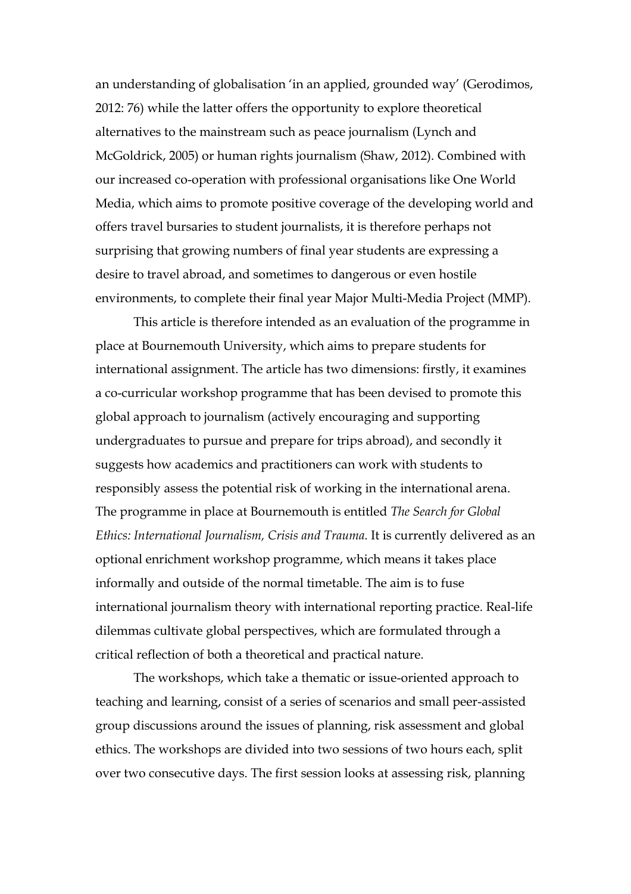an understanding of globalisation 'in an applied, grounded way' (Gerodimos, 2012: 76) while the latter offers the opportunity to explore theoretical alternatives to the mainstream such as peace journalism (Lynch and McGoldrick, 2005) or human rights journalism (Shaw, 2012). Combined with our increased co-operation with professional organisations like One World Media, which aims to promote positive coverage of the developing world and offers travel bursaries to student journalists, it is therefore perhaps not surprising that growing numbers of final year students are expressing a desire to travel abroad, and sometimes to dangerous or even hostile environments, to complete their final year Major Multi-Media Project (MMP).

This article is therefore intended as an evaluation of the programme in place at Bournemouth University, which aims to prepare students for international assignment. The article has two dimensions: firstly, it examines a co-curricular workshop programme that has been devised to promote this global approach to journalism (actively encouraging and supporting undergraduates to pursue and prepare for trips abroad), and secondly it suggests how academics and practitioners can work with students to responsibly assess the potential risk of working in the international arena. The programme in place at Bournemouth is entitled *The Search for Global Ethics: International Journalism, Crisis and Trauma*. It is currently delivered as an optional enrichment workshop programme, which means it takes place informally and outside of the normal timetable. The aim is to fuse international journalism theory with international reporting practice. Real-life dilemmas cultivate global perspectives, which are formulated through a critical reflection of both a theoretical and practical nature.

The workshops, which take a thematic or issue-oriented approach to teaching and learning, consist of a series of scenarios and small peer-assisted group discussions around the issues of planning, risk assessment and global ethics. The workshops are divided into two sessions of two hours each, split over two consecutive days. The first session looks at assessing risk, planning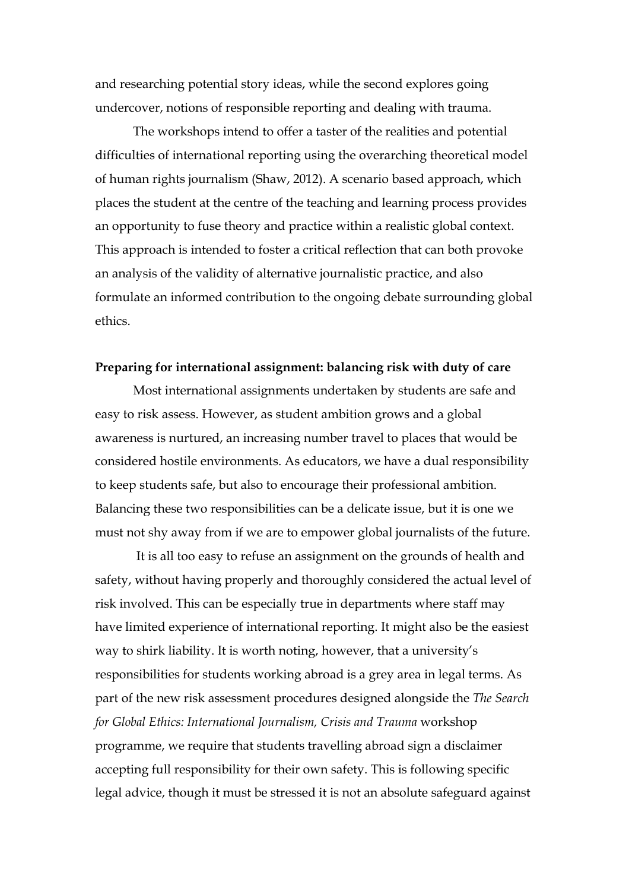and researching potential story ideas, while the second explores going undercover, notions of responsible reporting and dealing with trauma.

The workshops intend to offer a taster of the realities and potential difficulties of international reporting using the overarching theoretical model of human rights journalism (Shaw, 2012). A scenario based approach, which places the student at the centre of the teaching and learning process provides an opportunity to fuse theory and practice within a realistic global context. This approach is intended to foster a critical reflection that can both provoke an analysis of the validity of alternative journalistic practice, and also formulate an informed contribution to the ongoing debate surrounding global ethics.

**Preparing for international assignment: balancing risk with duty of care**

Most international assignments undertaken by students are safe and easy to risk assess. However, as student ambition grows and a global awareness is nurtured, an increasing number travel to places that would be considered hostile environments. As educators, we have a dual responsibility to keep students safe, but also to encourage their professional ambition. Balancing these two responsibilities can be a delicate issue, but it is one we must not shy away from if we are to empower global journalists of the future.

It is all too easy to refuse an assignment on the grounds of health and safety, without having properly and thoroughly considered the actual level of risk involved. This can be especially true in departments where staff may have limited experience of international reporting. It might also be the easiest way to shirk liability. It is worth noting, however, that a university's responsibilities for students working abroad is a grey area in legal terms. As part of the new risk assessment procedures designed alongside the *The Search for Global Ethics: International Journalism, Crisis and Trauma* workshop programme, we require that students travelling abroad sign a disclaimer accepting full responsibility for their own safety. This is following specific legal advice, though it must be stressed it is not an absolute safeguard against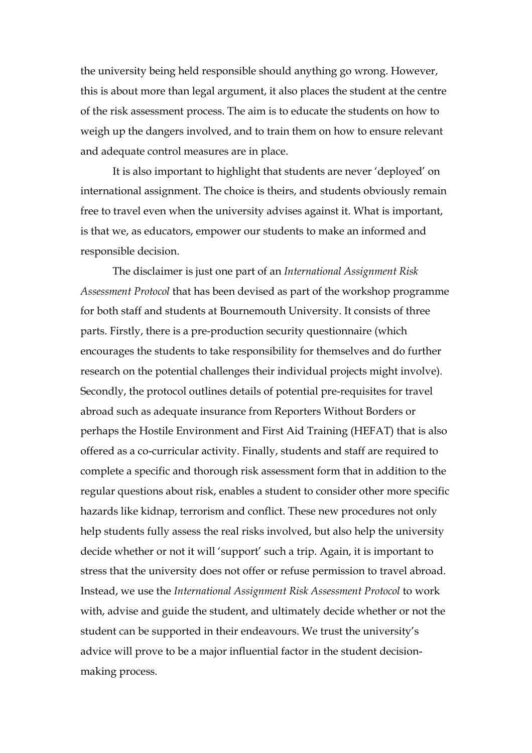the university being held responsible should anything go wrong. However, this is about more than legal argument, it also places the student at the centre of the risk assessment process. The aim is to educate the students on how to weigh up the dangers involved, and to train them on how to ensure relevant and adequate control measures are in place.

It is also important to highlight that students are never 'deployed' on international assignment. The choice is theirs, and students obviously remain free to travel even when the university advises against it. What is important, is that we, as educators, empower our students to make an informed and responsible decision.

The disclaimer is just one part of an *International Assignment Risk Assessment Protocol* that has been devised as part of the workshop programme for both staff and students at Bournemouth University. It consists of three parts. Firstly, there is a pre-production security questionnaire (which encourages the students to take responsibility for themselves and do further research on the potential challenges their individual projects might involve). Secondly, the protocol outlines details of potential pre-requisites for travel abroad such as adequate insurance from Reporters Without Borders or perhaps the Hostile Environment and First Aid Training (HEFAT) that is also offered as a co-curricular activity. Finally, students and staff are required to complete a specific and thorough risk assessment form that in addition to the regular questions about risk, enables a student to consider other more specific hazards like kidnap, terrorism and conflict. These new procedures not only help students fully assess the real risks involved, but also help the university decide whether or not it will 'support' such a trip. Again, it is important to stress that the university does not offer or refuse permission to travel abroad. Instead, we use the *International Assignment Risk Assessment Protocol* to work with, advise and guide the student, and ultimately decide whether or not the student can be supported in their endeavours. We trust the university's advice will prove to be a major influential factor in the student decision-making process.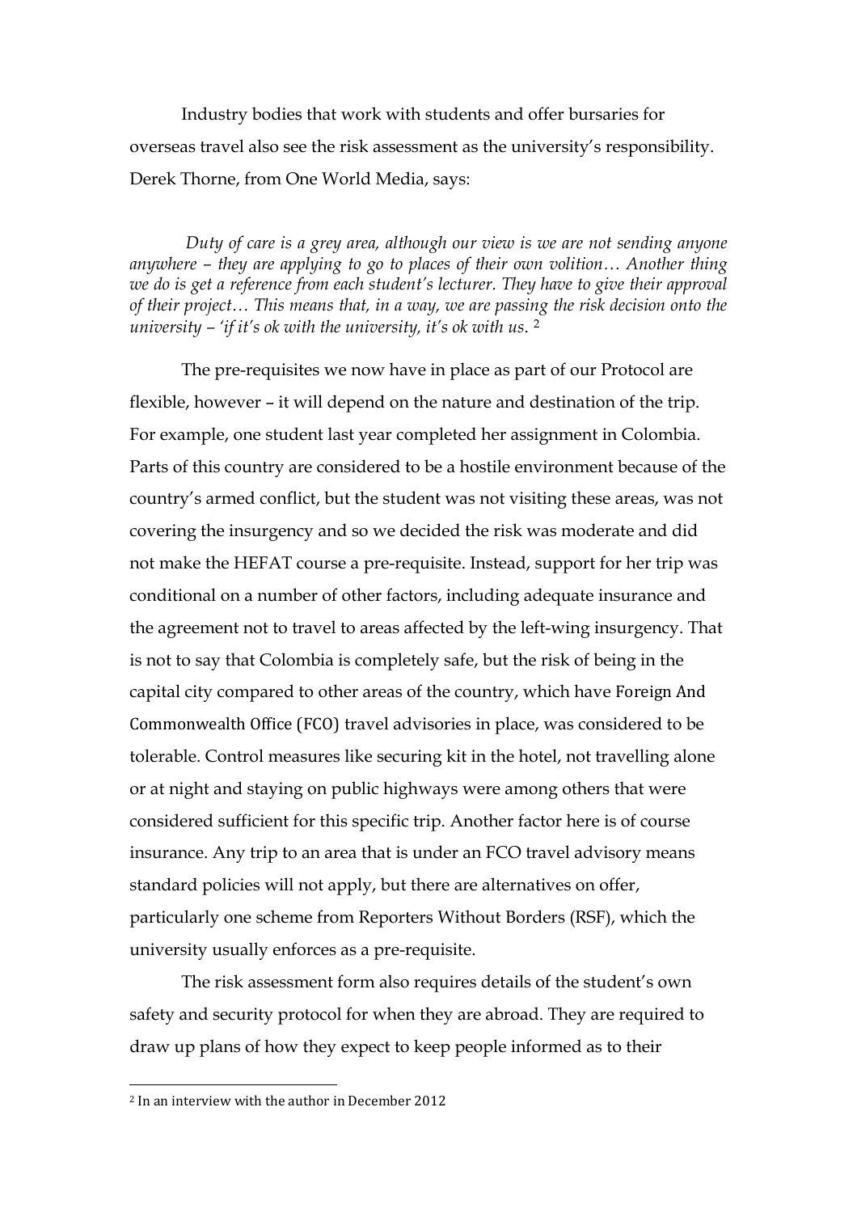Industry bodies that work with students and offer bursaries for overseas travel also see the risk assessment as the university's responsibility. Derek Thorne, from One World Media, says:

> *Duty of care is a grey area, although our view is we are not sending anyone anywhere – they are applying to go to places of their own volition… Another thing we do is get a reference from each student's lecturer. They have to give their approval of their project… This means that, in a way, we are passing the risk decision onto the university – 'if it's ok with the university, it's ok with us.* [2]

The pre-requisites we now have in place as part of our Protocol are flexible, however – it will depend on the nature and destination of the trip. For example, one student last year completed her assignment in Colombia. Parts of this country are considered to be a hostile environment because of the country's armed conflict, but the student was not visiting these areas, was not covering the insurgency and so we decided the risk was moderate and did not make the HEFAT course a pre-requisite. Instead, support for her trip was conditional on a number of other factors, including adequate insurance and the agreement not to travel to areas affected by the left-wing insurgency. That is not to say that Colombia is completely safe, but the risk of being in the capital city compared to other areas of the country, which have Foreign And Commonwealth Office (FCO) travel advisories in place, was considered to be tolerable. Control measures like securing kit in the hotel, not travelling alone or at night and staying on public highways were among others that were considered sufficient for this specific trip. Another factor here is of course insurance. Any trip to an area that is under an FCO travel advisory means standard policies will not apply, but there are alternatives on offer, particularly one scheme from Reporters Without Borders (RSF), which the university usually enforces as a pre-requisite.

The risk assessment form also requires details of the student's own safety and security protocol for when they are abroad. They are required to draw up plans of how they expect to keep people informed as to their

---

[2] In an interview with the author in December 2012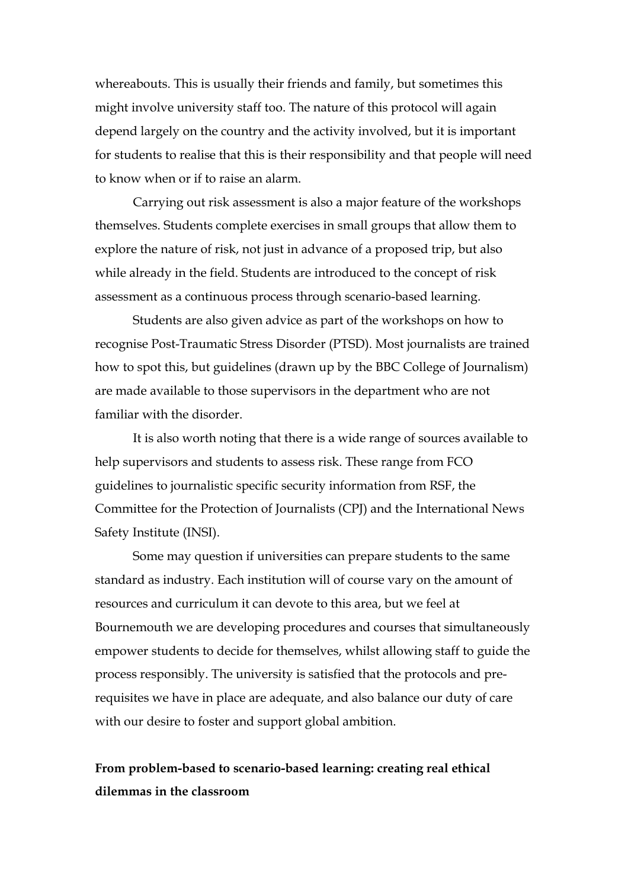whereabouts. This is usually their friends and family, but sometimes this might involve university staff too. The nature of this protocol will again depend largely on the country and the activity involved, but it is important for students to realise that this is their responsibility and that people will need to know when or if to raise an alarm.

Carrying out risk assessment is also a major feature of the workshops themselves. Students complete exercises in small groups that allow them to explore the nature of risk, not just in advance of a proposed trip, but also while already in the field. Students are introduced to the concept of risk assessment as a continuous process through scenario-based learning.

Students are also given advice as part of the workshops on how to recognise Post-Traumatic Stress Disorder (PTSD). Most journalists are trained how to spot this, but guidelines (drawn up by the BBC College of Journalism) are made available to those supervisors in the department who are not familiar with the disorder.

It is also worth noting that there is a wide range of sources available to help supervisors and students to assess risk. These range from FCO guidelines to journalistic specific security information from RSF, the Committee for the Protection of Journalists (CPJ) and the International News Safety Institute (INSI).

Some may question if universities can prepare students to the same standard as industry. Each institution will of course vary on the amount of resources and curriculum it can devote to this area, but we feel at Bournemouth we are developing procedures and courses that simultaneously empower students to decide for themselves, whilst allowing staff to guide the process responsibly. The university is satisfied that the protocols and pre-requisites we have in place are adequate, and also balance our duty of care with our desire to foster and support global ambition.

**From problem-based to scenario-based learning: creating real ethical dilemmas in the classroom**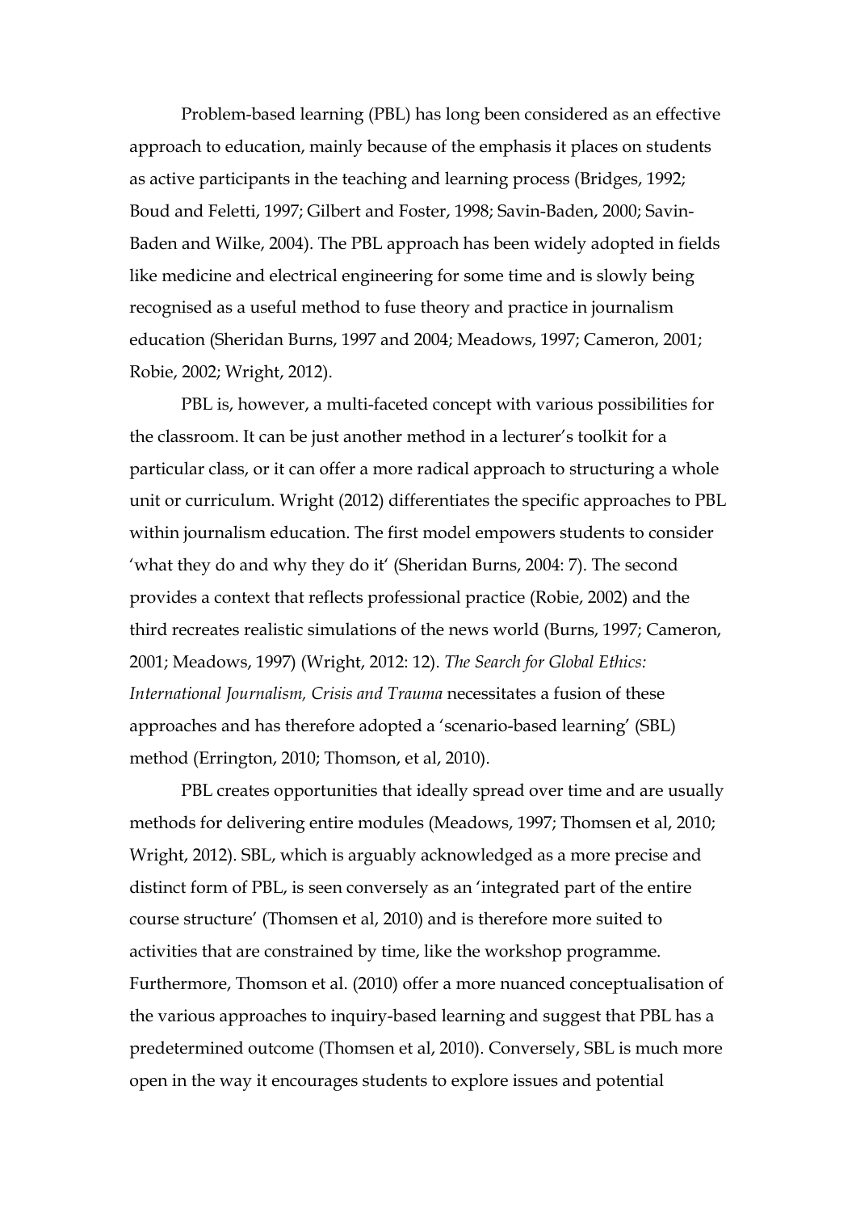Problem-based learning (PBL) has long been considered as an effective approach to education, mainly because of the emphasis it places on students as active participants in the teaching and learning process (Bridges, 1992; Boud and Feletti, 1997; Gilbert and Foster, 1998; Savin-Baden, 2000; Savin-Baden and Wilke, 2004). The PBL approach has been widely adopted in fields like medicine and electrical engineering for some time and is slowly being recognised as a useful method to fuse theory and practice in journalism education (Sheridan Burns, 1997 and 2004; Meadows, 1997; Cameron, 2001; Robie, 2002; Wright, 2012).

PBL is, however, a multi-faceted concept with various possibilities for the classroom. It can be just another method in a lecturer's toolkit for a particular class, or it can offer a more radical approach to structuring a whole unit or curriculum. Wright (2012) differentiates the specific approaches to PBL within journalism education. The first model empowers students to consider 'what they do and why they do it' (Sheridan Burns, 2004: 7). The second provides a context that reflects professional practice (Robie, 2002) and the third recreates realistic simulations of the news world (Burns, 1997; Cameron, 2001; Meadows, 1997) (Wright, 2012: 12). *The Search for Global Ethics: International Journalism, Crisis and Trauma* necessitates a fusion of these approaches and has therefore adopted a 'scenario-based learning' (SBL) method (Errington, 2010; Thomson, et al, 2010).

PBL creates opportunities that ideally spread over time and are usually methods for delivering entire modules (Meadows, 1997; Thomsen et al, 2010; Wright, 2012). SBL, which is arguably acknowledged as a more precise and distinct form of PBL, is seen conversely as an 'integrated part of the entire course structure' (Thomsen et al, 2010) and is therefore more suited to activities that are constrained by time, like the workshop programme. Furthermore, Thomson et al. (2010) offer a more nuanced conceptualisation of the various approaches to inquiry-based learning and suggest that PBL has a predetermined outcome (Thomsen et al, 2010). Conversely, SBL is much more open in the way it encourages students to explore issues and potential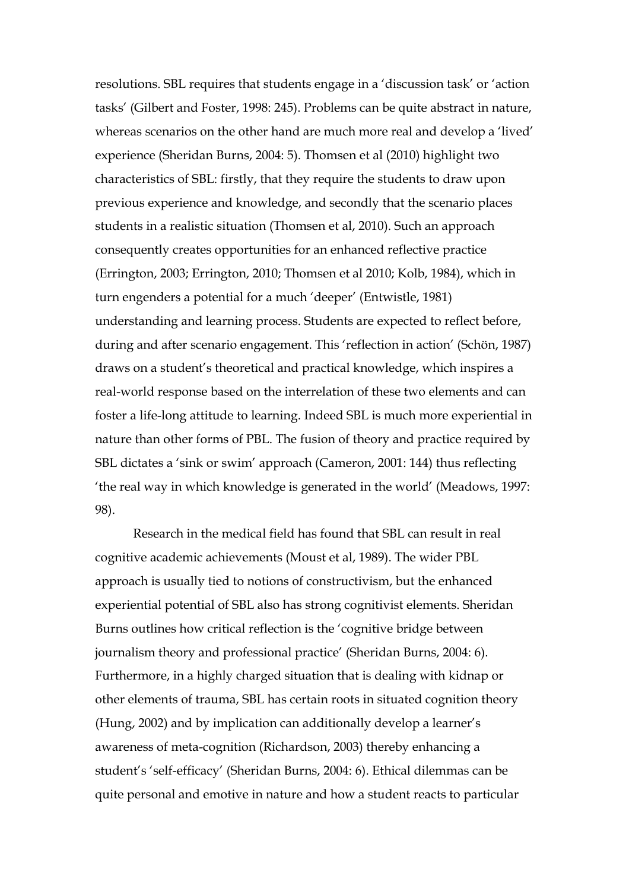resolutions. SBL requires that students engage in a 'discussion task' or 'action tasks' (Gilbert and Foster, 1998: 245). Problems can be quite abstract in nature, whereas scenarios on the other hand are much more real and develop a 'lived' experience (Sheridan Burns, 2004: 5). Thomsen et al (2010) highlight two characteristics of SBL: firstly, that they require the students to draw upon previous experience and knowledge, and secondly that the scenario places students in a realistic situation (Thomsen et al, 2010). Such an approach consequently creates opportunities for an enhanced reflective practice (Errington, 2003; Errington, 2010; Thomsen et al 2010; Kolb, 1984), which in turn engenders a potential for a much 'deeper' (Entwistle, 1981) understanding and learning process. Students are expected to reflect before, during and after scenario engagement. This 'reflection in action' (Schön, 1987) draws on a student's theoretical and practical knowledge, which inspires a real-world response based on the interrelation of these two elements and can foster a life-long attitude to learning. Indeed SBL is much more experiential in nature than other forms of PBL. The fusion of theory and practice required by SBL dictates a 'sink or swim' approach (Cameron, 2001: 144) thus reflecting 'the real way in which knowledge is generated in the world' (Meadows, 1997: 98).

Research in the medical field has found that SBL can result in real cognitive academic achievements (Moust et al, 1989). The wider PBL approach is usually tied to notions of constructivism, but the enhanced experiential potential of SBL also has strong cognitivist elements. Sheridan Burns outlines how critical reflection is the 'cognitive bridge between journalism theory and professional practice' (Sheridan Burns, 2004: 6). Furthermore, in a highly charged situation that is dealing with kidnap or other elements of trauma, SBL has certain roots in situated cognition theory (Hung, 2002) and by implication can additionally develop a learner's awareness of meta-cognition (Richardson, 2003) thereby enhancing a student's 'self-efficacy' (Sheridan Burns, 2004: 6). Ethical dilemmas can be quite personal and emotive in nature and how a student reacts to particular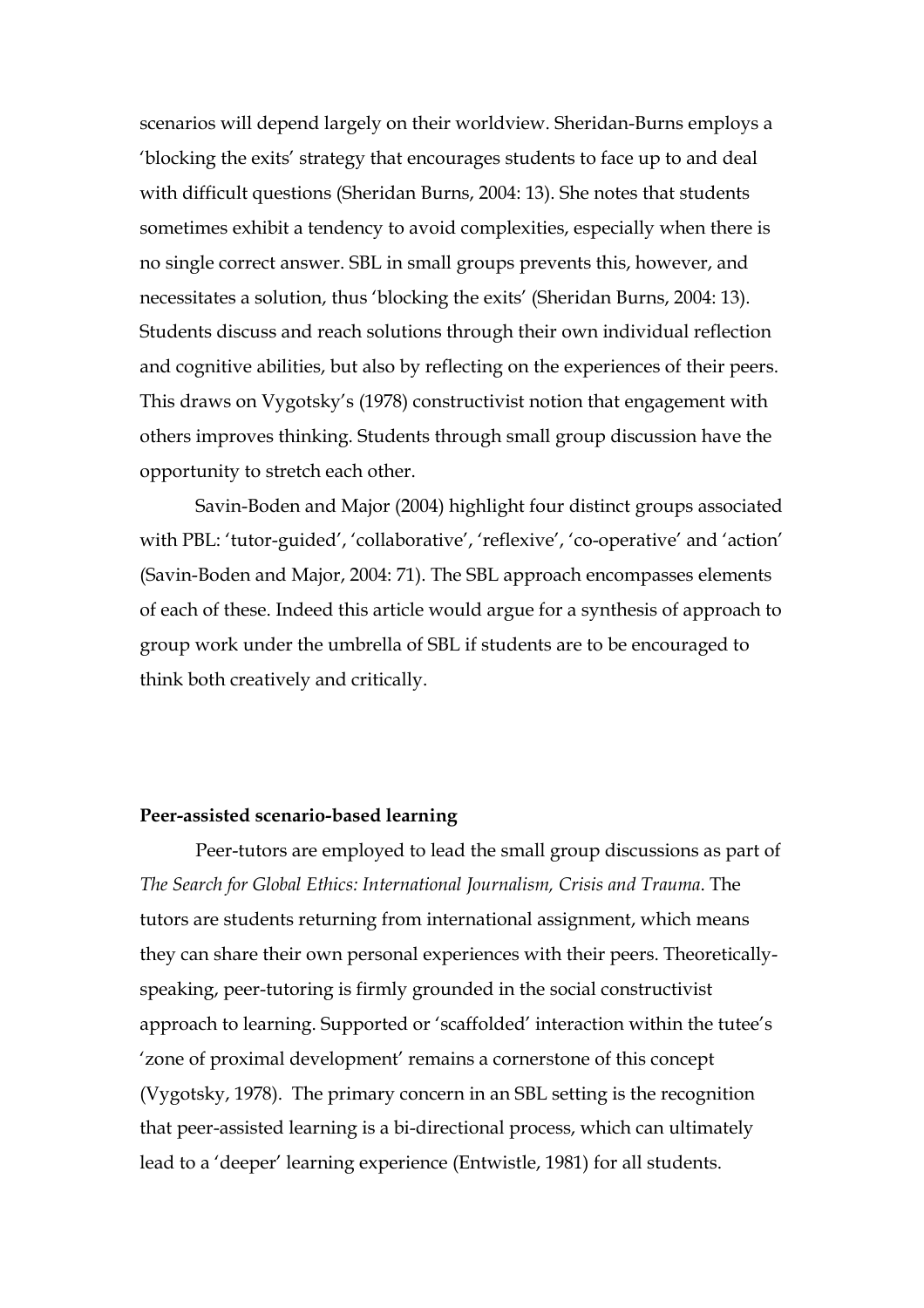scenarios will depend largely on their worldview. Sheridan-Burns employs a 'blocking the exits' strategy that encourages students to face up to and deal with difficult questions (Sheridan Burns, 2004: 13). She notes that students sometimes exhibit a tendency to avoid complexities, especially when there is no single correct answer. SBL in small groups prevents this, however, and necessitates a solution, thus 'blocking the exits' (Sheridan Burns, 2004: 13). Students discuss and reach solutions through their own individual reflection and cognitive abilities, but also by reflecting on the experiences of their peers. This draws on Vygotsky's (1978) constructivist notion that engagement with others improves thinking. Students through small group discussion have the opportunity to stretch each other.

Savin-Boden and Major (2004) highlight four distinct groups associated with PBL: 'tutor-guided', 'collaborative', 'reflexive', 'co-operative' and 'action' (Savin-Boden and Major, 2004: 71). The SBL approach encompasses elements of each of these. Indeed this article would argue for a synthesis of approach to group work under the umbrella of SBL if students are to be encouraged to think both creatively and critically.

**Peer-assisted scenario-based learning**

Peer-tutors are employed to lead the small group discussions as part of *The Search for Global Ethics: International Journalism, Crisis and Trauma*. The tutors are students returning from international assignment, which means they can share their own personal experiences with their peers. Theoretically-speaking, peer-tutoring is firmly grounded in the social constructivist approach to learning. Supported or 'scaffolded' interaction within the tutee's 'zone of proximal development' remains a cornerstone of this concept (Vygotsky, 1978). The primary concern in an SBL setting is the recognition that peer-assisted learning is a bi-directional process, which can ultimately lead to a 'deeper' learning experience (Entwistle, 1981) for all students.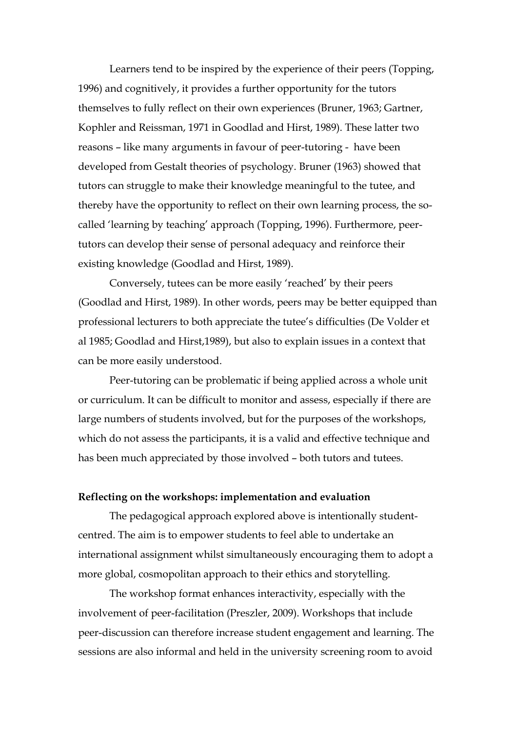Learners tend to be inspired by the experience of their peers (Topping, 1996) and cognitively, it provides a further opportunity for the tutors themselves to fully reflect on their own experiences (Bruner, 1963; Gartner, Kophler and Reissman, 1971 in Goodlad and Hirst, 1989). These latter two reasons – like many arguments in favour of peer-tutoring - have been developed from Gestalt theories of psychology. Bruner (1963) showed that tutors can struggle to make their knowledge meaningful to the tutee, and thereby have the opportunity to reflect on their own learning process, the so-called 'learning by teaching' approach (Topping, 1996). Furthermore, peer-tutors can develop their sense of personal adequacy and reinforce their existing knowledge (Goodlad and Hirst, 1989).

Conversely, tutees can be more easily 'reached' by their peers (Goodlad and Hirst, 1989). In other words, peers may be better equipped than professional lecturers to both appreciate the tutee's difficulties (De Volder et al 1985; Goodlad and Hirst,1989), but also to explain issues in a context that can be more easily understood.

Peer-tutoring can be problematic if being applied across a whole unit or curriculum. It can be difficult to monitor and assess, especially if there are large numbers of students involved, but for the purposes of the workshops, which do not assess the participants, it is a valid and effective technique and has been much appreciated by those involved – both tutors and tutees.

**Reflecting on the workshops: implementation and evaluation**

The pedagogical approach explored above is intentionally student-centred. The aim is to empower students to feel able to undertake an international assignment whilst simultaneously encouraging them to adopt a more global, cosmopolitan approach to their ethics and storytelling.

The workshop format enhances interactivity, especially with the involvement of peer-facilitation (Preszler, 2009). Workshops that include peer-discussion can therefore increase student engagement and learning. The sessions are also informal and held in the university screening room to avoid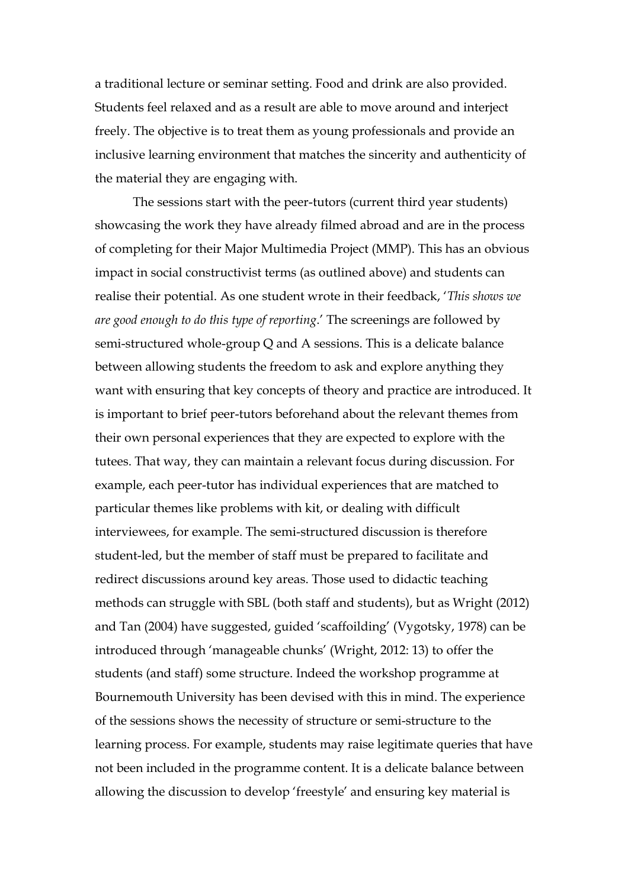a traditional lecture or seminar setting. Food and drink are also provided. Students feel relaxed and as a result are able to move around and interject freely. The objective is to treat them as young professionals and provide an inclusive learning environment that matches the sincerity and authenticity of the material they are engaging with.

The sessions start with the peer-tutors (current third year students) showcasing the work they have already filmed abroad and are in the process of completing for their Major Multimedia Project (MMP). This has an obvious impact in social constructivist terms (as outlined above) and students can realise their potential. As one student wrote in their feedback, '*This shows we are good enough to do this type of reporting*.' The screenings are followed by semi-structured whole-group Q and A sessions. This is a delicate balance between allowing students the freedom to ask and explore anything they want with ensuring that key concepts of theory and practice are introduced. It is important to brief peer-tutors beforehand about the relevant themes from their own personal experiences that they are expected to explore with the tutees. That way, they can maintain a relevant focus during discussion. For example, each peer-tutor has individual experiences that are matched to particular themes like problems with kit, or dealing with difficult interviewees, for example. The semi-structured discussion is therefore student-led, but the member of staff must be prepared to facilitate and redirect discussions around key areas. Those used to didactic teaching methods can struggle with SBL (both staff and students), but as Wright (2012) and Tan (2004) have suggested, guided 'scaffoilding' (Vygotsky, 1978) can be introduced through 'manageable chunks' (Wright, 2012: 13) to offer the students (and staff) some structure. Indeed the workshop programme at Bournemouth University has been devised with this in mind. The experience of the sessions shows the necessity of structure or semi-structure to the learning process. For example, students may raise legitimate queries that have not been included in the programme content. It is a delicate balance between allowing the discussion to develop 'freestyle' and ensuring key material is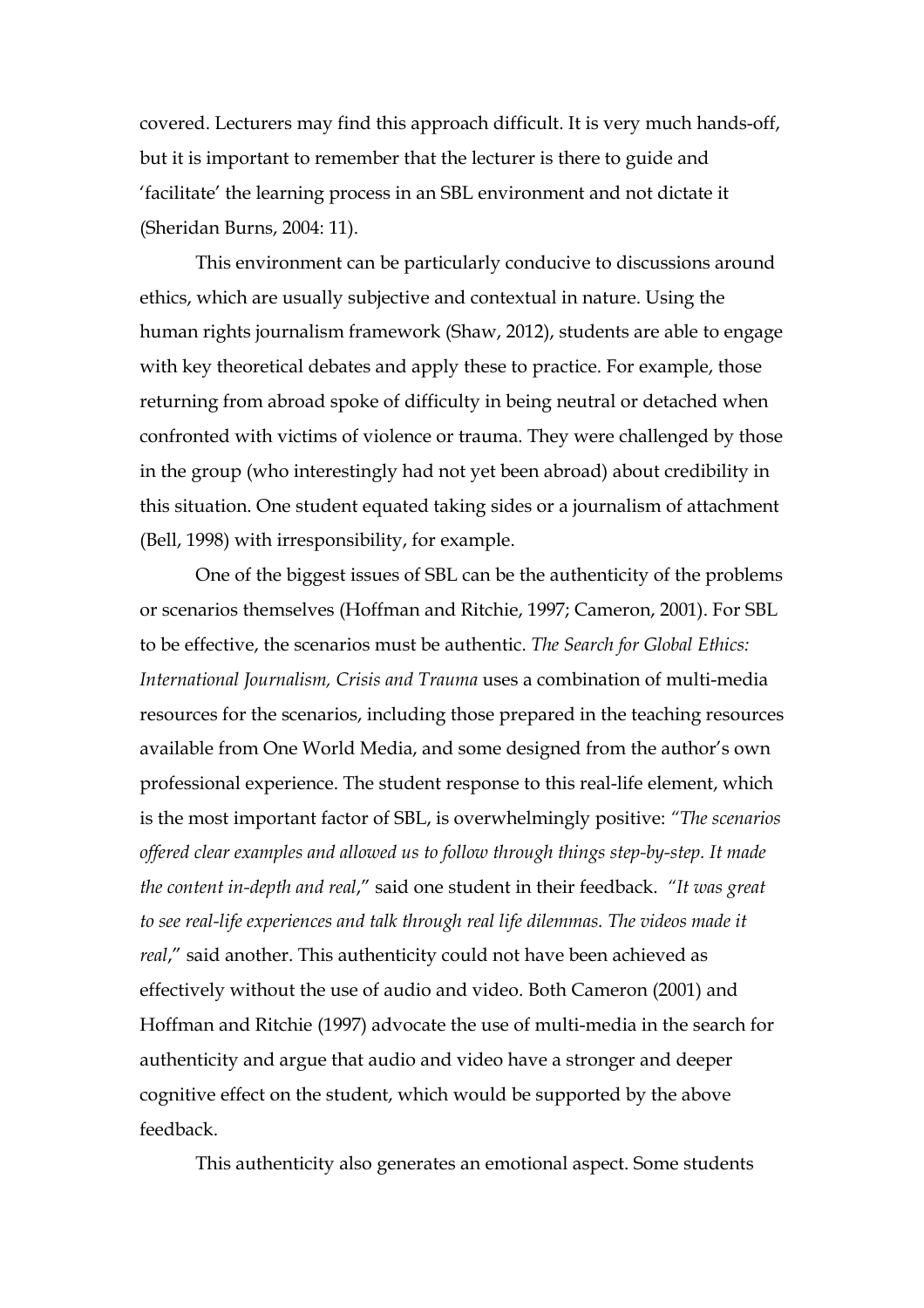covered. Lecturers may find this approach difficult. It is very much hands-off, but it is important to remember that the lecturer is there to guide and 'facilitate' the learning process in an SBL environment and not dictate it (Sheridan Burns, 2004: 11).

This environment can be particularly conducive to discussions around ethics, which are usually subjective and contextual in nature. Using the human rights journalism framework (Shaw, 2012), students are able to engage with key theoretical debates and apply these to practice. For example, those returning from abroad spoke of difficulty in being neutral or detached when confronted with victims of violence or trauma. They were challenged by those in the group (who interestingly had not yet been abroad) about credibility in this situation. One student equated taking sides or a journalism of attachment (Bell, 1998) with irresponsibility, for example.

One of the biggest issues of SBL can be the authenticity of the problems or scenarios themselves (Hoffman and Ritchie, 1997; Cameron, 2001). For SBL to be effective, the scenarios must be authentic. *The Search for Global Ethics: International Journalism, Crisis and Trauma* uses a combination of multi-media resources for the scenarios, including those prepared in the teaching resources available from One World Media, and some designed from the author's own professional experience. The student response to this real-life element, which is the most important factor of SBL, is overwhelmingly positive: *"The scenarios offered clear examples and allowed us to follow through things step-by-step. It made the content in-depth and real*," said one student in their feedback. "*It was great to see real-life experiences and talk through real life dilemmas. The videos made it real*," said another. This authenticity could not have been achieved as effectively without the use of audio and video. Both Cameron (2001) and Hoffman and Ritchie (1997) advocate the use of multi-media in the search for authenticity and argue that audio and video have a stronger and deeper cognitive effect on the student, which would be supported by the above feedback.

This authenticity also generates an emotional aspect. Some students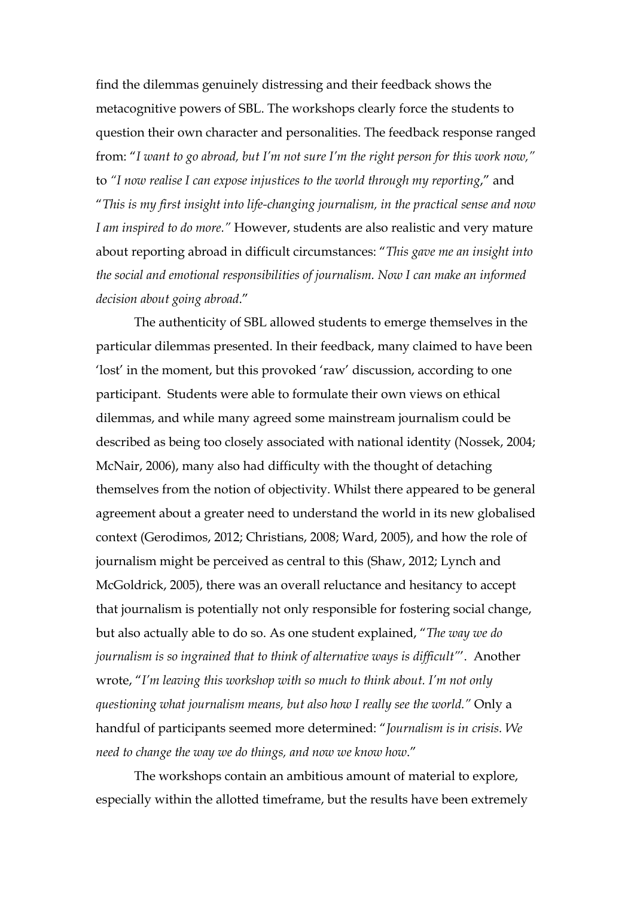find the dilemmas genuinely distressing and their feedback shows the metacognitive powers of SBL. The workshops clearly force the students to question their own character and personalities. The feedback response ranged from: "*I want to go abroad, but I'm not sure I'm the right person for this work now,*" to *"I now realise I can expose injustices to the world through my reporting*," and "*This is my first insight into life-changing journalism, in the practical sense and now I am inspired to do more."* However, students are also realistic and very mature about reporting abroad in difficult circumstances: "*This gave me an insight into the social and emotional responsibilities of journalism. Now I can make an informed decision about going abroad*."

The authenticity of SBL allowed students to emerge themselves in the particular dilemmas presented. In their feedback, many claimed to have been 'lost' in the moment, but this provoked 'raw' discussion, according to one participant. Students were able to formulate their own views on ethical dilemmas, and while many agreed some mainstream journalism could be described as being too closely associated with national identity (Nossek, 2004; McNair, 2006), many also had difficulty with the thought of detaching themselves from the notion of objectivity. Whilst there appeared to be general agreement about a greater need to understand the world in its new globalised context (Gerodimos, 2012; Christians, 2008; Ward, 2005), and how the role of journalism might be perceived as central to this (Shaw, 2012; Lynch and McGoldrick, 2005), there was an overall reluctance and hesitancy to accept that journalism is potentially not only responsible for fostering social change, but also actually able to do so. As one student explained, "*The way we do journalism is so ingrained that to think of alternative ways is difficult*"'. Another wrote, "*I'm leaving this workshop with so much to think about. I'm not only questioning what journalism means, but also how I really see the world."* Only a handful of participants seemed more determined: "*Journalism is in crisis. We need to change the way we do things, and now we know how*."

The workshops contain an ambitious amount of material to explore, especially within the allotted timeframe, but the results have been extremely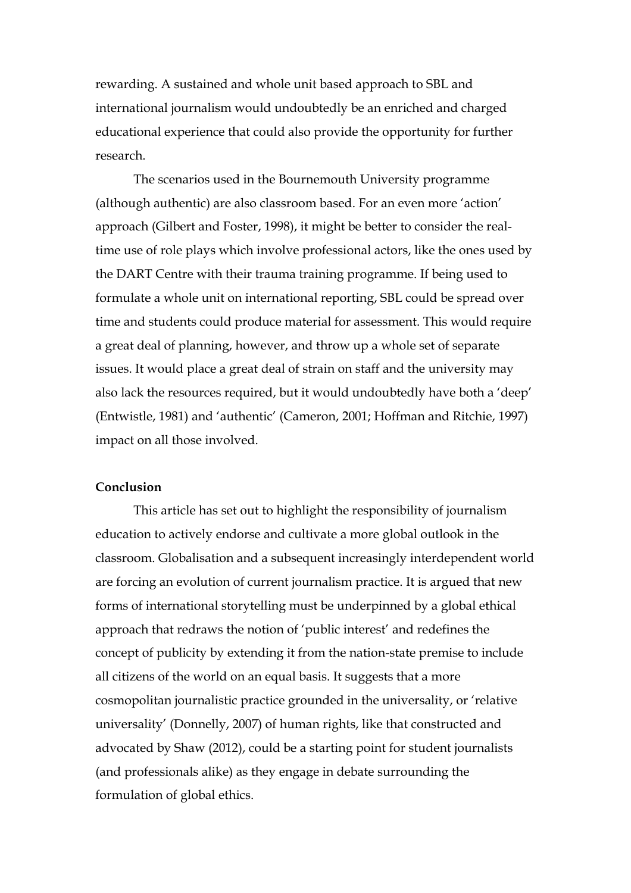rewarding. A sustained and whole unit based approach to SBL and international journalism would undoubtedly be an enriched and charged educational experience that could also provide the opportunity for further research.

The scenarios used in the Bournemouth University programme (although authentic) are also classroom based. For an even more 'action' approach (Gilbert and Foster, 1998), it might be better to consider the real-time use of role plays which involve professional actors, like the ones used by the DART Centre with their trauma training programme. If being used to formulate a whole unit on international reporting, SBL could be spread over time and students could produce material for assessment. This would require a great deal of planning, however, and throw up a whole set of separate issues. It would place a great deal of strain on staff and the university may also lack the resources required, but it would undoubtedly have both a 'deep' (Entwistle, 1981) and 'authentic' (Cameron, 2001; Hoffman and Ritchie, 1997) impact on all those involved.

**Conclusion**

This article has set out to highlight the responsibility of journalism education to actively endorse and cultivate a more global outlook in the classroom. Globalisation and a subsequent increasingly interdependent world are forcing an evolution of current journalism practice. It is argued that new forms of international storytelling must be underpinned by a global ethical approach that redraws the notion of 'public interest' and redefines the concept of publicity by extending it from the nation-state premise to include all citizens of the world on an equal basis. It suggests that a more cosmopolitan journalistic practice grounded in the universality, or 'relative universality' (Donnelly, 2007) of human rights, like that constructed and advocated by Shaw (2012), could be a starting point for student journalists (and professionals alike) as they engage in debate surrounding the formulation of global ethics.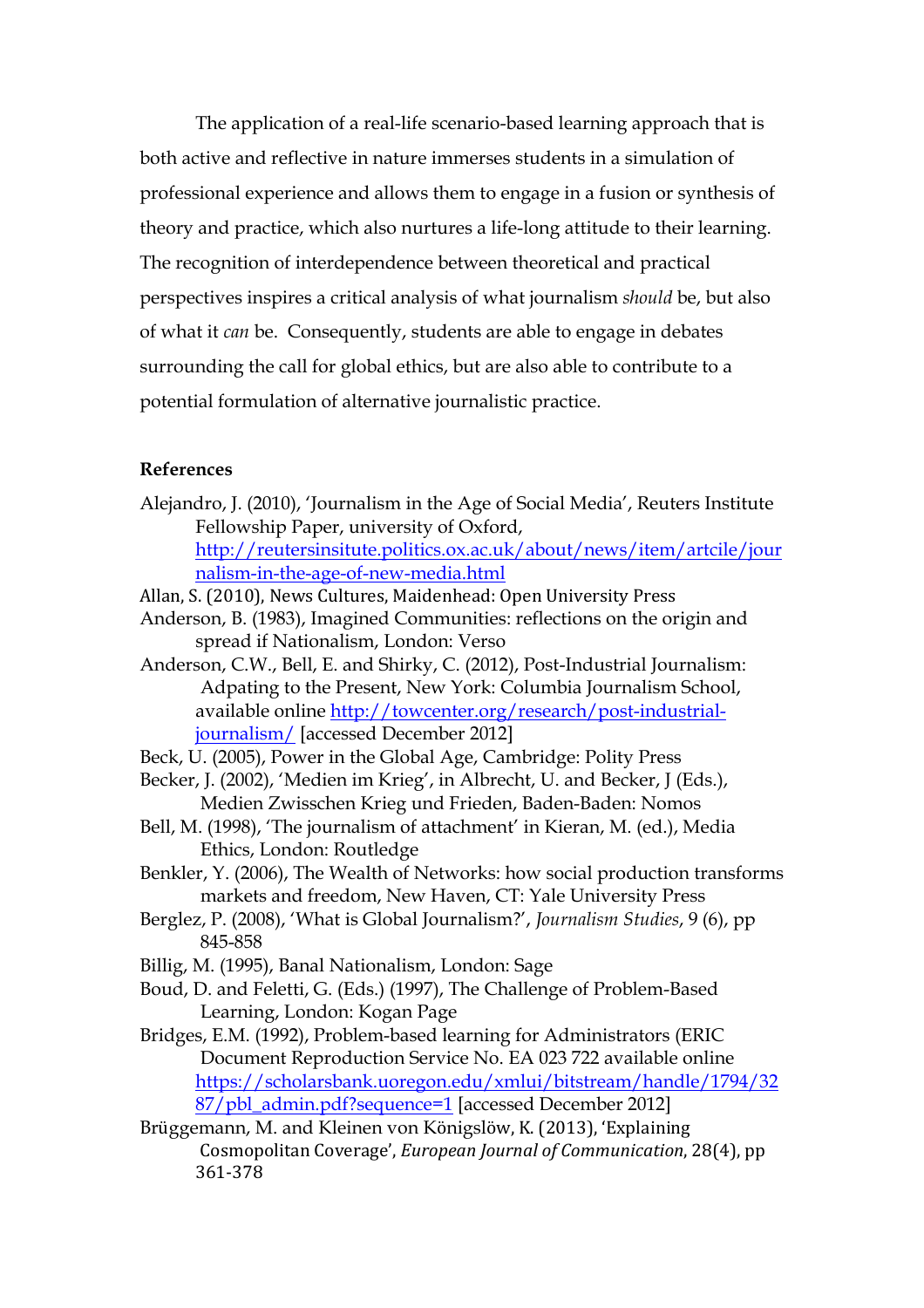The application of a real-life scenario-based learning approach that is both active and reflective in nature immerses students in a simulation of professional experience and allows them to engage in a fusion or synthesis of theory and practice, which also nurtures a life-long attitude to their learning. The recognition of interdependence between theoretical and practical perspectives inspires a critical analysis of what journalism *should* be, but also of what it *can* be. Consequently, students are able to engage in debates surrounding the call for global ethics, but are also able to contribute to a potential formulation of alternative journalistic practice.

**References**

Alejandro, J. (2010), 'Journalism in the Age of Social Media', Reuters Institute Fellowship Paper, university of Oxford, http://reutersinsitute.politics.ox.ac.uk/about/news/item/artcile/journalism-in-the-age-of-new-media.html

Allan, S. (2010), News Cultures, Maidenhead: Open University Press

Anderson, B. (1983), Imagined Communities: reflections on the origin and spread if Nationalism, London: Verso

Anderson, C.W., Bell, E. and Shirky, C. (2012), Post-Industrial Journalism: Adpating to the Present, New York: Columbia Journalism School, available online http://towcenter.org/research/post-industrial-journalism/ [accessed December 2012]

Beck, U. (2005), Power in the Global Age, Cambridge: Polity Press

Becker, J. (2002), 'Medien im Krieg', in Albrecht, U. and Becker, J (Eds.), Medien Zwisschen Krieg und Frieden, Baden-Baden: Nomos

Bell, M. (1998), 'The journalism of attachment' in Kieran, M. (ed.), Media Ethics, London: Routledge

Benkler, Y. (2006), The Wealth of Networks: how social production transforms markets and freedom, New Haven, CT: Yale University Press

Berglez, P. (2008), 'What is Global Journalism?', *Journalism Studies*, 9 (6), pp 845-858

Billig, M. (1995), Banal Nationalism, London: Sage

Boud, D. and Feletti, G. (Eds.) (1997), The Challenge of Problem-Based Learning, London: Kogan Page

Bridges, E.M. (1992), Problem-based learning for Administrators (ERIC Document Reproduction Service No. EA 023 722 available online https://scholarsbank.uoregon.edu/xmlui/bitstream/handle/1794/3287/pbl_admin.pdf?sequence=1 [accessed December 2012]

Brüggemann, M. and Kleinen von Königslöw, K. (2013), 'Explaining Cosmopolitan Coverage', *European Journal of Communication*, 28(4), pp 361-378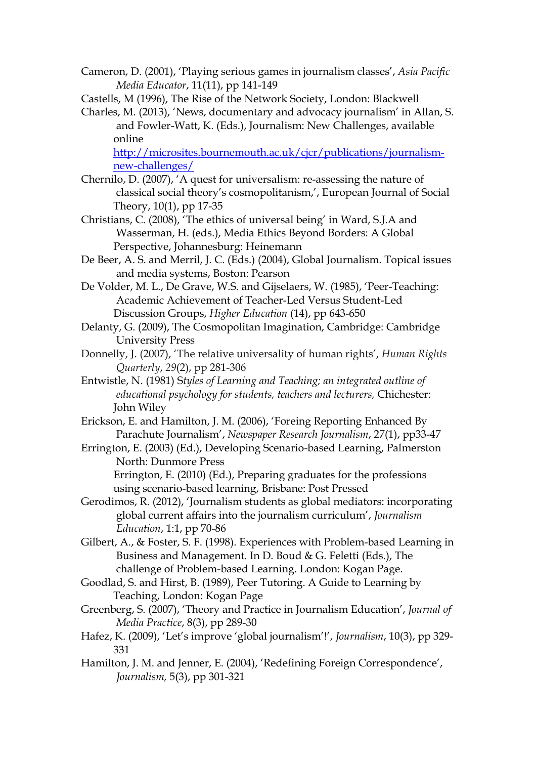Cameron, D. (2001), 'Playing serious games in journalism classes', *Asia Pacific Media Educator*, 11(11), pp 141-149

Castells, M (1996), The Rise of the Network Society, London: Blackwell

Charles, M. (2013), 'News, documentary and advocacy journalism' in Allan, S. and Fowler-Watt, K. (Eds.), Journalism: New Challenges, available online [http://microsites.bournemouth.ac.uk/cjcr/publications/journalism-new-challenges/](http://microsites.bournemouth.ac.uk/cjcr/publications/journalism-new-challenges/)

Chernilo, D. (2007), 'A quest for universalism: re-assessing the nature of classical social theory's cosmopolitanism,', European Journal of Social Theory, 10(1), pp 17-35

Christians, C. (2008), 'The ethics of universal being' in Ward, S.J.A and Wasserman, H. (eds.), Media Ethics Beyond Borders: A Global Perspective, Johannesburg: Heinemann

De Beer, A. S. and Merril, J. C. (Eds.) (2004), Global Journalism. Topical issues and media systems, Boston: Pearson

De Volder, M. L., De Grave, W.S. and Gijselaers, W. (1985), 'Peer-Teaching: Academic Achievement of Teacher-Led Versus Student-Led Discussion Groups, *Higher Education* (14), pp 643-650

Delanty, G. (2009), The Cosmopolitan Imagination, Cambridge: Cambridge University Press

Donnelly, J. (2007), 'The relative universality of human rights', *Human Rights Quarterly*, *29*(2), pp 281-306

Entwistle, N. (1981) S*tyles of Learning and Teaching; an integrated outline of educational psychology for students, teachers and lecturers,* Chichester: John Wiley

Erickson, E. and Hamilton, J. M. (2006), 'Foreing Reporting Enhanced By Parachute Journalism', *Newspaper Research Journalism*, 27(1), pp33-47

Errington, E. (2003) (Ed.), Developing Scenario-based Learning, Palmerston North: Dunmore Press

Errington, E. (2010) (Ed.), Preparing graduates for the professions using scenario-based learning, Brisbane: Post Pressed

Gerodimos, R. (2012), 'Journalism students as global mediators: incorporating global current affairs into the journalism curriculum', *Journalism Education*, 1:1, pp 70-86

Gilbert, A., & Foster, S. F. (1998). Experiences with Problem-based Learning in Business and Management. In D. Boud & G. Feletti (Eds.), The challenge of Problem-based Learning. London: Kogan Page.

Goodlad, S. and Hirst, B. (1989), Peer Tutoring. A Guide to Learning by Teaching, London: Kogan Page

Greenberg, S. (2007), 'Theory and Practice in Journalism Education', *Journal of Media Practice*, 8(3), pp 289-30

Hafez, K. (2009), 'Let's improve 'global journalism'!', *Journalism*, 10(3), pp 329-331

Hamilton, J. M. and Jenner, E. (2004), 'Redefining Foreign Correspondence', *Journalism,* 5(3), pp 301-321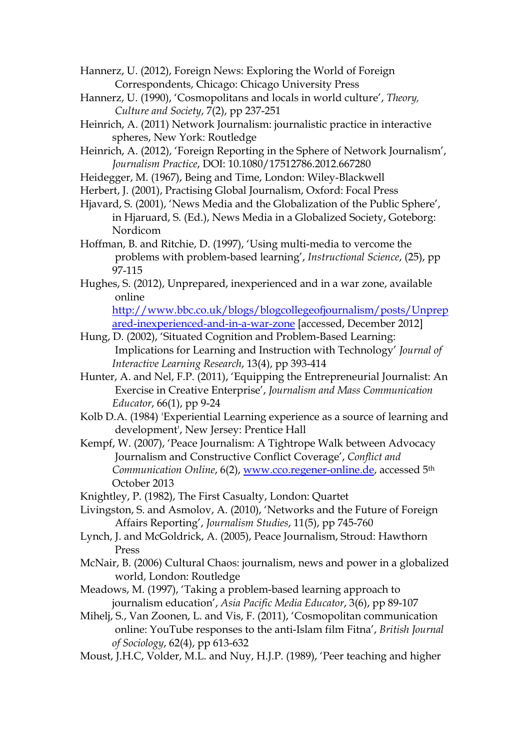Hannerz, U. (2012), Foreign News: Exploring the World of Foreign Correspondents, Chicago: Chicago University Press

Hannerz, U. (1990), 'Cosmopolitans and locals in world culture', *Theory, Culture and Society*, 7(2), pp 237-251

Heinrich, A. (2011) Network Journalism: journalistic practice in interactive spheres, New York: Routledge

Heinrich, A. (2012), 'Foreign Reporting in the Sphere of Network Journalism', *Journalism Practice*, DOI: 10.1080/17512786.2012.667280

Heidegger, M. (1967), Being and Time, London: Wiley-Blackwell

Herbert, J. (2001), Practising Global Journalism, Oxford: Focal Press

Hjavard, S. (2001), 'News Media and the Globalization of the Public Sphere', in Hjaruard, S. (Ed.), News Media in a Globalized Society, Goteborg: Nordicom

Hoffman, B. and Ritchie, D. (1997), 'Using multi-media to vercome the problems with problem-based learning', *Instructional Science*, (25), pp 97-115

Hughes, S. (2012), Unprepared, inexperienced and in a war zone, available online [http://www.bbc.co.uk/blogs/blogcollegeofjournalism/posts/Unprepared-inexperienced-and-in-a-war-zone](http://www.bbc.co.uk/blogs/blogcollegeofjournalism/posts/Unprepared-inexperienced-and-in-a-war-zone) [accessed, December 2012]

Hung, D. (2002), 'Situated Cognition and Problem-Based Learning: Implications for Learning and Instruction with Technology' *Journal of Interactive Learning Research*, 13(4), pp 393-414

Hunter, A. and Nel, F.P. (2011), 'Equipping the Entrepreneurial Journalist: An Exercise in Creative Enterprise', *Journalism and Mass Communication Educator*, 66(1), pp 9-24

Kolb D.A. (1984) 'Experiential Learning experience as a source of learning and development', New Jersey: Prentice Hall

Kempf, W. (2007), 'Peace Journalism: A Tightrope Walk between Advocacy Journalism and Constructive Conflict Coverage', *Conflict and Communication Online*, 6(2), [www.cco.regener-online.de](http://www.cco.regener-online.de), accessed 5th October 2013

Knightley, P. (1982), The First Casualty, London: Quartet

Livingston, S. and Asmolov, A. (2010), 'Networks and the Future of Foreign Affairs Reporting', *Journalism Studies*, 11(5), pp 745-760

Lynch, J. and McGoldrick, A. (2005), Peace Journalism, Stroud: Hawthorn Press

McNair, B. (2006) Cultural Chaos: journalism, news and power in a globalized world, London: Routledge

Meadows, M. (1997), 'Taking a problem-based learning approach to journalism education', *Asia Pacific Media Educator*, 3(6), pp 89-107

Mihelj, S., Van Zoonen, L. and Vis, F. (2011), 'Cosmopolitan communication online: YouTube responses to the anti-Islam film Fitna', *British Journal of Sociology*, 62(4), pp 613-632

Moust, J.H.C, Volder, M.L. and Nuy, H.J.P. (1989), 'Peer teaching and higher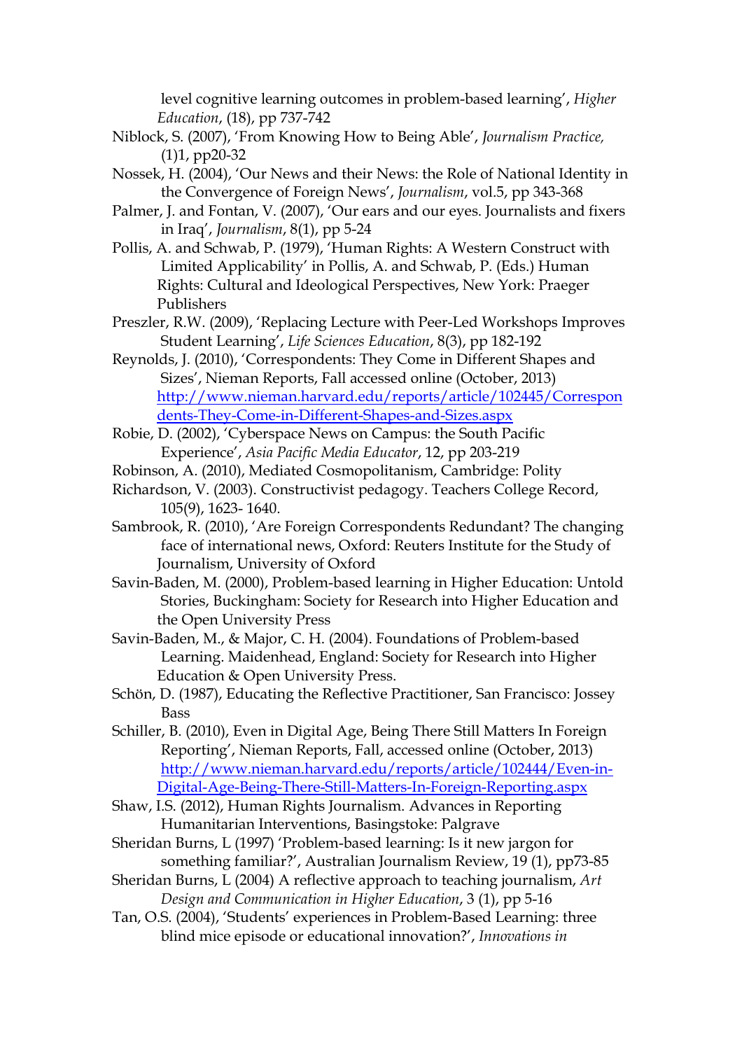level cognitive learning outcomes in problem-based learning', *Higher Education*, (18), pp 737-742

Niblock, S. (2007), 'From Knowing How to Being Able', *Journalism Practice,* (1)1, pp20-32

Nossek, H. (2004), 'Our News and their News: the Role of National Identity in the Convergence of Foreign News', *Journalism*, vol.5, pp 343-368

Palmer, J. and Fontan, V. (2007), 'Our ears and our eyes. Journalists and fixers in Iraq', *Journalism*, 8(1), pp 5-24

Pollis, A. and Schwab, P. (1979), 'Human Rights: A Western Construct with Limited Applicability' in Pollis, A. and Schwab, P. (Eds.) Human Rights: Cultural and Ideological Perspectives, New York: Praeger Publishers

Preszler, R.W. (2009), 'Replacing Lecture with Peer-Led Workshops Improves Student Learning', *Life Sciences Education*, 8(3), pp 182-192

Reynolds, J. (2010), 'Correspondents: They Come in Different Shapes and Sizes', Nieman Reports, Fall accessed online (October, 2013) http://www.nieman.harvard.edu/reports/article/102445/Correspondents-They-Come-in-Different-Shapes-and-Sizes.aspx

Robie, D. (2002), 'Cyberspace News on Campus: the South Pacific Experience', *Asia Pacific Media Educator*, 12, pp 203-219

Robinson, A. (2010), Mediated Cosmopolitanism, Cambridge: Polity

Richardson, V. (2003). Constructivist pedagogy. Teachers College Record, 105(9), 1623- 1640.

Sambrook, R. (2010), 'Are Foreign Correspondents Redundant? The changing face of international news, Oxford: Reuters Institute for the Study of Journalism, University of Oxford

Savin-Baden, M. (2000), Problem-based learning in Higher Education: Untold Stories, Buckingham: Society for Research into Higher Education and the Open University Press

Savin-Baden, M., & Major, C. H. (2004). Foundations of Problem-based Learning. Maidenhead, England: Society for Research into Higher Education & Open University Press.

Schön, D. (1987), Educating the Reflective Practitioner, San Francisco: Jossey Bass

Schiller, B. (2010), Even in Digital Age, Being There Still Matters In Foreign Reporting', Nieman Reports, Fall, accessed online (October, 2013) http://www.nieman.harvard.edu/reports/article/102444/Even-in-Digital-Age-Being-There-Still-Matters-In-Foreign-Reporting.aspx

Shaw, I.S. (2012), Human Rights Journalism. Advances in Reporting Humanitarian Interventions, Basingstoke: Palgrave

Sheridan Burns, L (1997) 'Problem-based learning: Is it new jargon for something familiar?', Australian Journalism Review, 19 (1), pp73-85

Sheridan Burns, L (2004) A reflective approach to teaching journalism, *Art Design and Communication in Higher Education*, 3 (1), pp 5-16

Tan, O.S. (2004), 'Students' experiences in Problem-Based Learning: three blind mice episode or educational innovation?', *Innovations in*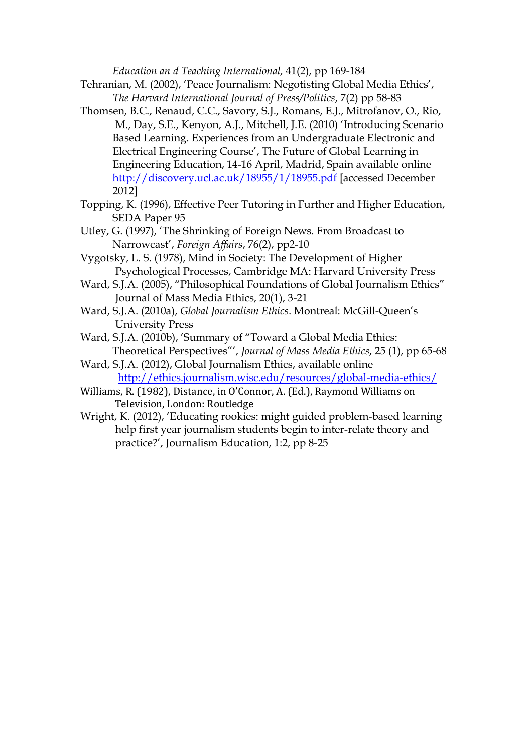*Education an d Teaching International*, 41(2), pp 169-184

Tehranian, M. (2002), 'Peace Journalism: Negotisting Global Media Ethics', *The Harvard International Journal of Press/Politics*, 7(2) pp 58-83

Thomsen, B.C., Renaud, C.C., Savory, S.J., Romans, E.J., Mitrofanov, O., Rio, M., Day, S.E., Kenyon, A.J., Mitchell, J.E. (2010) 'Introducing Scenario Based Learning. Experiences from an Undergraduate Electronic and Electrical Engineering Course', The Future of Global Learning in Engineering Education, 14-16 April, Madrid, Spain available online http://discovery.ucl.ac.uk/18955/1/18955.pdf [accessed December 2012]

Topping, K. (1996), Effective Peer Tutoring in Further and Higher Education, SEDA Paper 95

Utley, G. (1997), 'The Shrinking of Foreign News. From Broadcast to Narrowcast', *Foreign Affairs*, 76(2), pp2-10

Vygotsky, L. S. (1978), Mind in Society: The Development of Higher Psychological Processes, Cambridge MA: Harvard University Press

Ward, S.J.A. (2005), "Philosophical Foundations of Global Journalism Ethics" Journal of Mass Media Ethics, 20(1), 3-21

Ward, S.J.A. (2010a), *Global Journalism Ethics*. Montreal: McGill-Queen's University Press

Ward, S.J.A. (2010b), 'Summary of "Toward a Global Media Ethics: Theoretical Perspectives"', *Journal of Mass Media Ethics*, 25 (1), pp 65-68

Ward, S.J.A. (2012), Global Journalism Ethics, available online http://ethics.journalism.wisc.edu/resources/global-media-ethics/

Williams, R. (1982), Distance, in O'Connor, A. (Ed.), Raymond Williams on Television, London: Routledge

Wright, K. (2012), 'Educating rookies: might guided problem-based learning help first year journalism students begin to inter-relate theory and practice?', Journalism Education, 1:2, pp 8-25